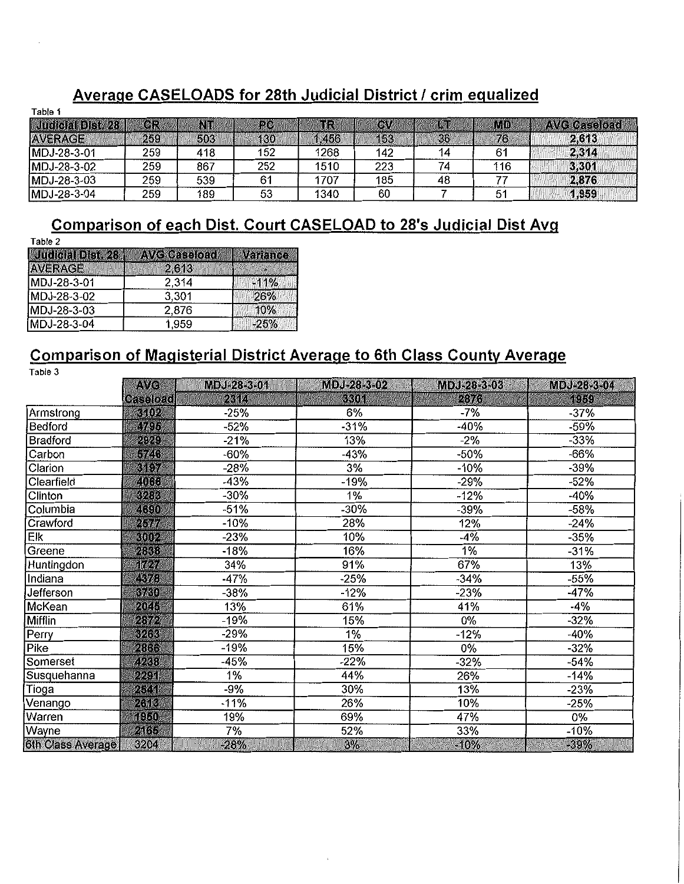## Average CASELOADS for 28th Judicial District / crim equalized

Table 1

| Judicial Dist. 28 | CR | NT | PC | TR | CV | LT | MD | AVG Caseload |
|---|---|---|---|---|---|---|---|---|
| AVERAGE | 259 | 503 | 130 | 1,456 | 153 | 36 | 76 | 2,613 |
| MDJ-28-3-01 | 259 | 418 | 152 | 1268 | 142 | 14 | 61 | 2,314 |
| MDJ-28-3-02 | 259 | 867 | 252 | 1510 | 223 | 74 | 116 | 3,301 |
| MDJ-28-3-03 | 259 | 539 | 61 | 1707 | 185 | 48 | 77 | 2,876 |
| MDJ-28-3-04 | 259 | 189 | 53 | 1340 | 60 | 7 | 51 | 1,959 |

## Comparison of each Dist. Court CASELOAD to 28's Judicial Dist Avg

Table 2

| Judicial Dist. 28 | AVG Caseload | Variance |
|---|---|---|
| AVERAGE | 2,613 | - |
| MDJ-28-3-01 | 2,314 | -11% |
| MDJ-28-3-02 | 3,301 | 26% |
| MDJ-28-3-03 | 2,876 | 10% |
| MDJ-28-3-04 | 1,959 | -25% |

## Comparison of Magisterial District Average to 6th Class County Average

Table 3

| | AVG | MDJ-28-3-01 | MDJ-28-3-02 | MDJ-28-3-03 | MDJ-28-3-04 |
|---|---|---|---|---|---|
| | Caseload | 2314 | 3301 | 2876 | 1959 |
| Armstrong | 3102 | -25% | 6% | -7% | -37% |
| Bedford | 4796 | -52% | -31% | -40% | -59% |
| Bradford | 2929 | -21% | 13% | -2% | -33% |
| Carbon | 5746 | -60% | -43% | -50% | -66% |
| Clarion | 3197 | -28% | 3% | -10% | -39% |
| Clearfield | 4068 | -43% | -19% | -29% | -52% |
| Clinton | 3283 | -30% | 1% | -12% | -40% |
| Columbia | 4690 | -51% | -30% | -39% | -58% |
| Crawford | 2577 | -10% | 28% | 12% | -24% |
| Elk | 3002 | -23% | 10% | -4% | -35% |
| Greene | 2838 | -18% | 16% | 1% | -31% |
| Huntingdon | 1727 | 34% | 91% | 67% | 13% |
| Indiana | 4378 | -47% | -25% | -34% | -55% |
| Jefferson | 3730 | -38% | -12% | -23% | -47% |
| McKean | 2046 | 13% | 61% | 41% | -4% |
| Mifflin | 2872 | -19% | 15% | 0% | -32% |
| Perry | 3263 | -29% | 1% | -12% | -40% |
| Pike | 2866 | -19% | 15% | 0% | -32% |
| Somerset | 4238 | -45% | -22% | -32% | -54% |
| Susquehanna | 2291 | 1% | 44% | 26% | -14% |
| Tioga | 2541 | -9% | 30% | 13% | -23% |
| Venango | 2613 | -11% | 26% | 10% | -25% |
| Warren | 1950 | 19% | 69% | 47% | 0% |
| Wayne | 2165 | 7% | 52% | 33% | -10% |
| 6th Class Average | 3204 | -28% | 3% | -10% | -39% |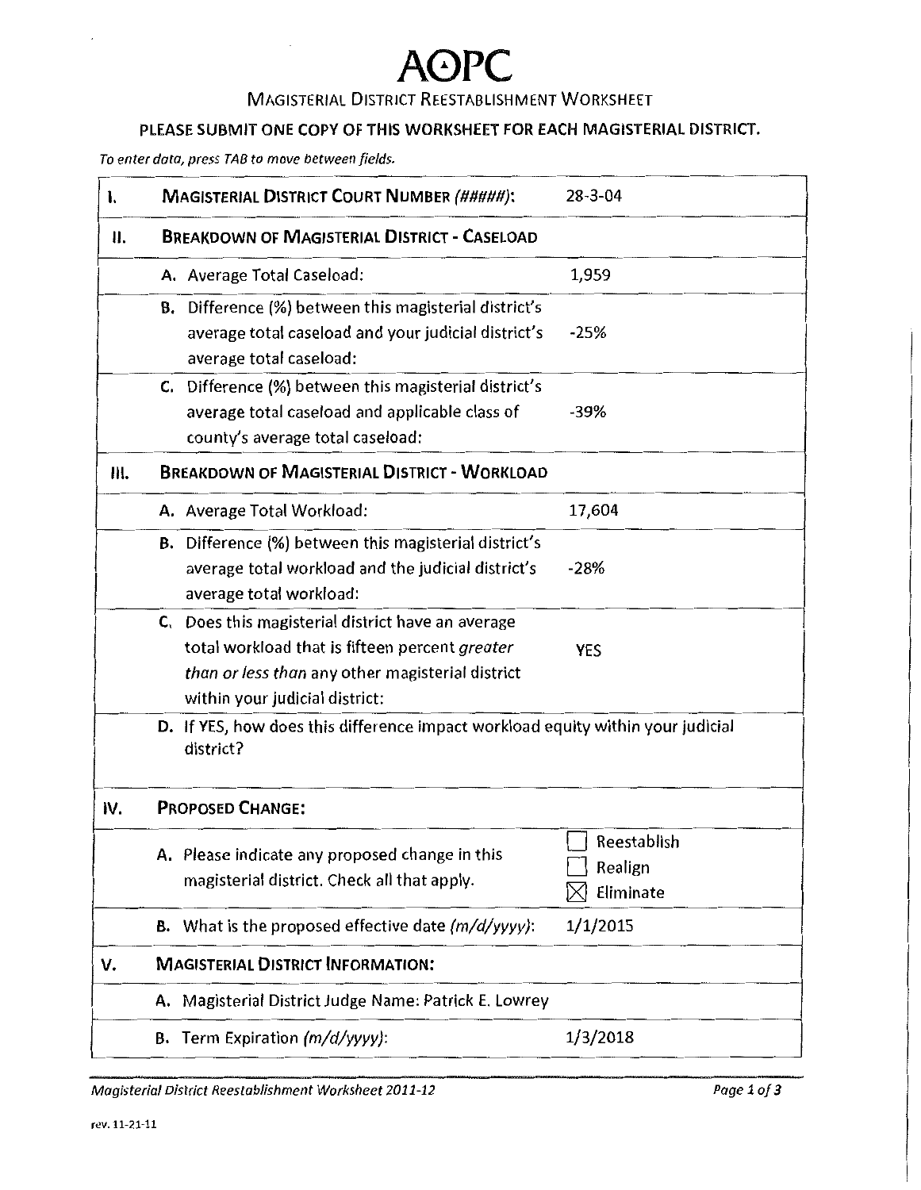# AOPC

## Magisterial District Reestablishment Worksheet

**PLEASE SUBMIT ONE COPY OF THIS WORKSHEET FOR EACH MAGISTERIAL DISTRICT.**

*To enter data, press TAB to move between fields.*

| | | |
|---|---|---|
| **I.** | **Magisterial District Court Number** *(#####)*: | 28-3-04 |
| **II.** | **Breakdown of Magisterial District - Caseload** | |
| | **A.** Average Total Caseload: | 1,959 |
| | **B.** Difference (%) between this magisterial district's average total caseload and your judicial district's average total caseload: | -25% |
| | **C.** Difference (%) between this magisterial district's average total caseload and applicable class of county's average total caseload: | -39% |
| **III.** | **Breakdown of Magisterial District - Workload** | |
| | **A.** Average Total Workload: | 17,604 |
| | **B.** Difference (%) between this magisterial district's average total workload and the judicial district's average total workload: | -28% |
| | **C.** Does this magisterial district have an average total workload that is fifteen percent *greater than or less than* any other magisterial district within your judicial district: | YES |
| | **D.** If YES, how does this difference impact workload equity within your judicial district? | |
| **IV.** | **Proposed Change:** | |
| | **A.** Please indicate any proposed change in this magisterial district. Check all that apply. | ☐ Reestablish<br>☐ Realign<br>☒ Eliminate |
| | **B.** What is the proposed effective date *(m/d/yyyy)*: | 1/1/2015 |
| **V.** | **Magisterial District Information:** | |
| | **A.** Magisterial District Judge Name: Patrick E. Lowrey | |
| | **B.** Term Expiration *(m/d/yyyy)*: | 1/3/2018 |

*Magisterial District Reestablishment Worksheet 2011-12*

rev. 11-21-11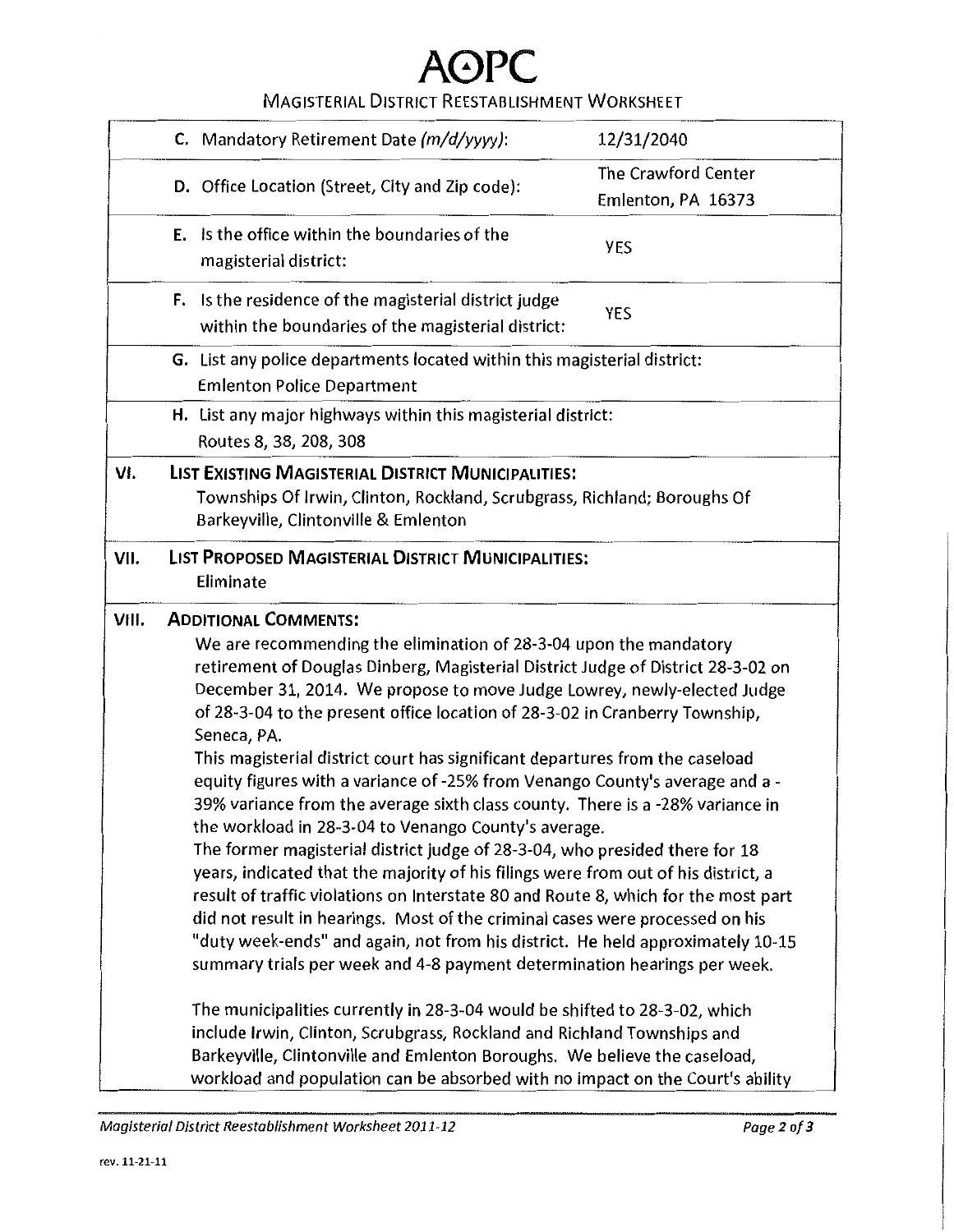# AOPC

## MAGISTERIAL DISTRICT REESTABLISHMENT WORKSHEET

| | | |
|---|---|---|
| | C. Mandatory Retirement Date *(m/d/yyyy)*: | 12/31/2040 |
| | D. Office Location (Street, City and Zip code): | The Crawford Center<br>Emlenton, PA 16373 |
| | E. Is the office within the boundaries of the magisterial district: | YES |
| | F. Is the residence of the magisterial district judge within the boundaries of the magisterial district: | YES |
| | G. List any police departments located within this magisterial district:<br>Emlenton Police Department | |
| | H. List any major highways within this magisterial district:<br>Routes 8, 38, 208, 308 | |

**VI. LIST EXISTING MAGISTERIAL DISTRICT MUNICIPALITIES:**

Townships Of Irwin, Clinton, Rockland, Scrubgrass, Richland; Boroughs Of Barkeyville, Clintonville & Emlenton

**VII. LIST PROPOSED MAGISTERIAL DISTRICT MUNICIPALITIES:**

Eliminate

**VIII. ADDITIONAL COMMENTS:**

We are recommending the elimination of 28-3-04 upon the mandatory retirement of Douglas Dinberg, Magisterial District Judge of District 28-3-02 on December 31, 2014. We propose to move Judge Lowrey, newly-elected Judge of 28-3-04 to the present office location of 28-3-02 in Cranberry Township, Seneca, PA.

This magisterial district court has significant departures from the caseload equity figures with a variance of -25% from Venango County's average and a -39% variance from the average sixth class county. There is a -28% variance in the workload in 28-3-04 to Venango County's average.

The former magisterial district judge of 28-3-04, who presided there for 18 years, indicated that the majority of his filings were from out of his district, a result of traffic violations on Interstate 80 and Route 8, which for the most part did not result in hearings. Most of the criminal cases were processed on his "duty week-ends" and again, not from his district. He held approximately 10-15 summary trials per week and 4-8 payment determination hearings per week.

The municipalities currently in 28-3-04 would be shifted to 28-3-02, which include Irwin, Clinton, Scrubgrass, Rockland and Richland Townships and Barkeyville, Clintonville and Emlenton Boroughs. We believe the caseload, workload and population can be absorbed with no impact on the Court's ability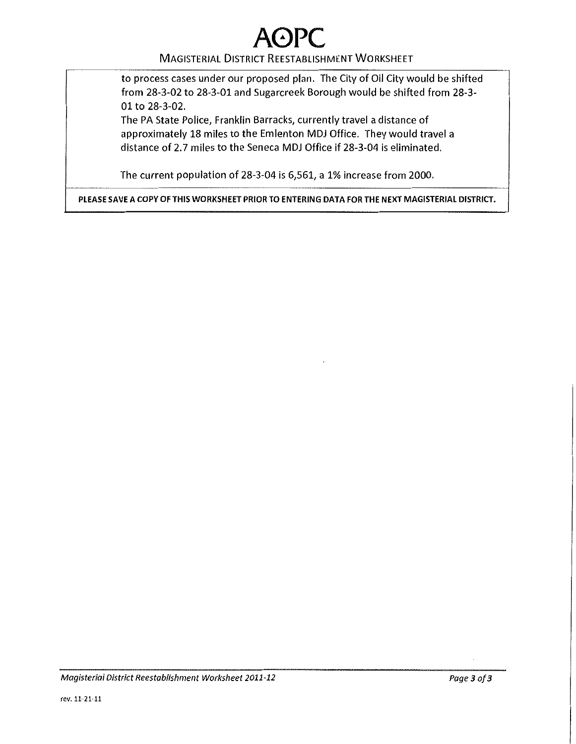to process cases under our proposed plan. The City of Oil City would be shifted from 28-3-02 to 28-3-01 and Sugarcreek Borough would be shifted from 28-3-01 to 28-3-02.

The PA State Police, Franklin Barracks, currently travel a distance of approximately 18 miles to the Emlenton MDJ Office. They would travel a distance of 2.7 miles to the Seneca MDJ Office if 28-3-04 is eliminated.

The current population of 28-3-04 is 6,561, a 1% increase from 2000.

**PLEASE SAVE A COPY OF THIS WORKSHEET PRIOR TO ENTERING DATA FOR THE NEXT MAGISTERIAL DISTRICT.**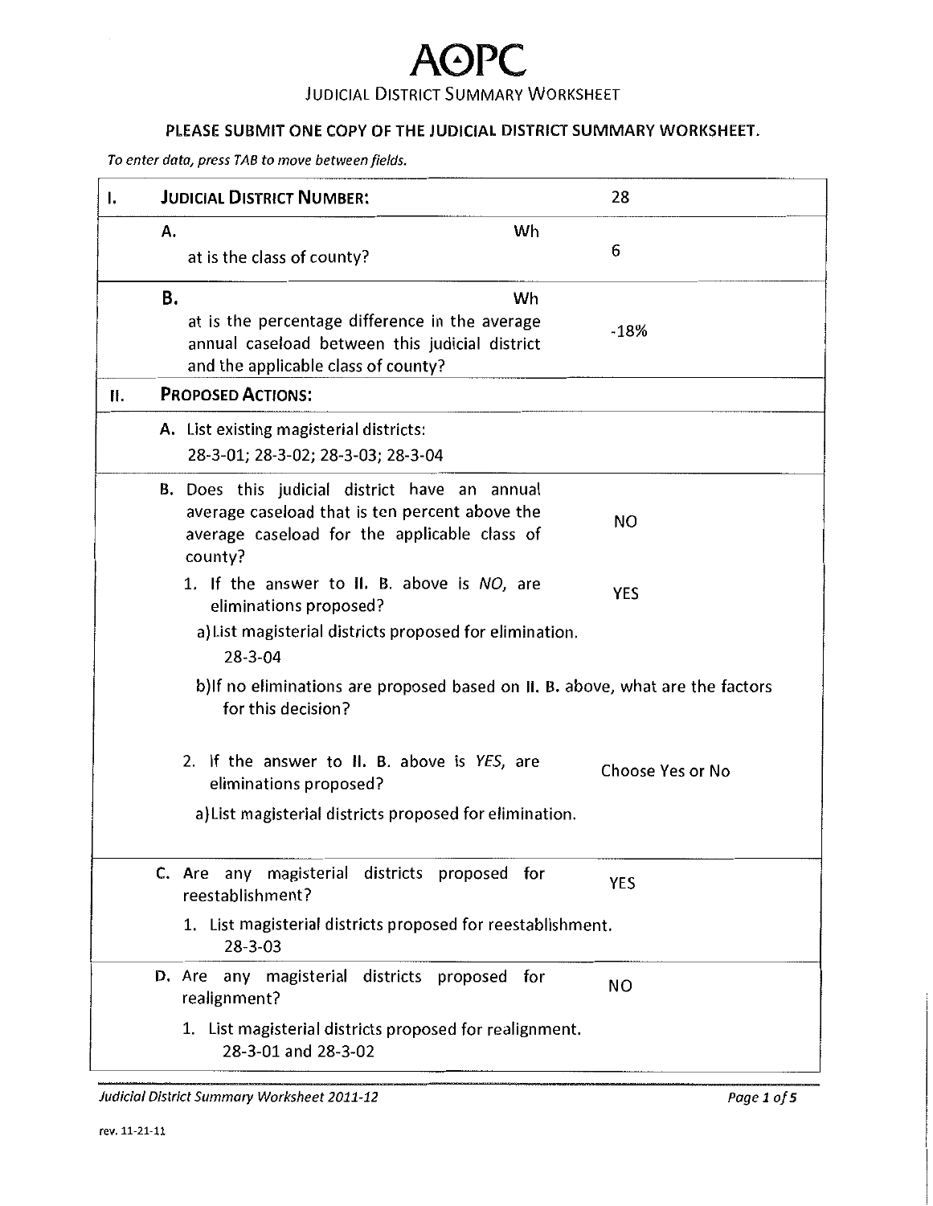# AOPC

## Judicial District Summary Worksheet

**PLEASE SUBMIT ONE COPY OF THE JUDICIAL DISTRICT SUMMARY WORKSHEET.**

*To enter data, press TAB to move between fields.*

| | | |
|---|---|---|
| **I.** | **Judicial District Number:** | 28 |
| | **A.** What is the class of county? | 6 |
| | **B.** What is the percentage difference in the average annual caseload between this judicial district and the applicable class of county? | -18% |
| **II.** | **Proposed Actions:** | |
| | **A.** List existing magisterial districts:<br>28-3-01; 28-3-02; 28-3-03; 28-3-04 | |
| | **B.** Does this judicial district have an annual average caseload that is ten percent above the average caseload for the applicable class of county? | NO |
| | 1. If the answer to **II. B.** above is *NO*, are eliminations proposed? | YES |
| | a) List magisterial districts proposed for elimination.<br>28-3-04 | |
| | b) If no eliminations are proposed based on **II. B.** above, what are the factors for this decision? | |
| | 2. If the answer to **II. B.** above is *YES*, are eliminations proposed? | Choose Yes or No |
| | a) List magisterial districts proposed for elimination. | |
| | **C.** Are any magisterial districts proposed for reestablishment? | YES |
| | 1. List magisterial districts proposed for reestablishment.<br>28-3-03 | |
| | **D.** Are any magisterial districts proposed for realignment? | NO |
| | 1. List magisterial districts proposed for realignment.<br>28-3-01 and 28-3-02 | |

*Judicial District Summary Worksheet 2011-12*

rev. 11-21-11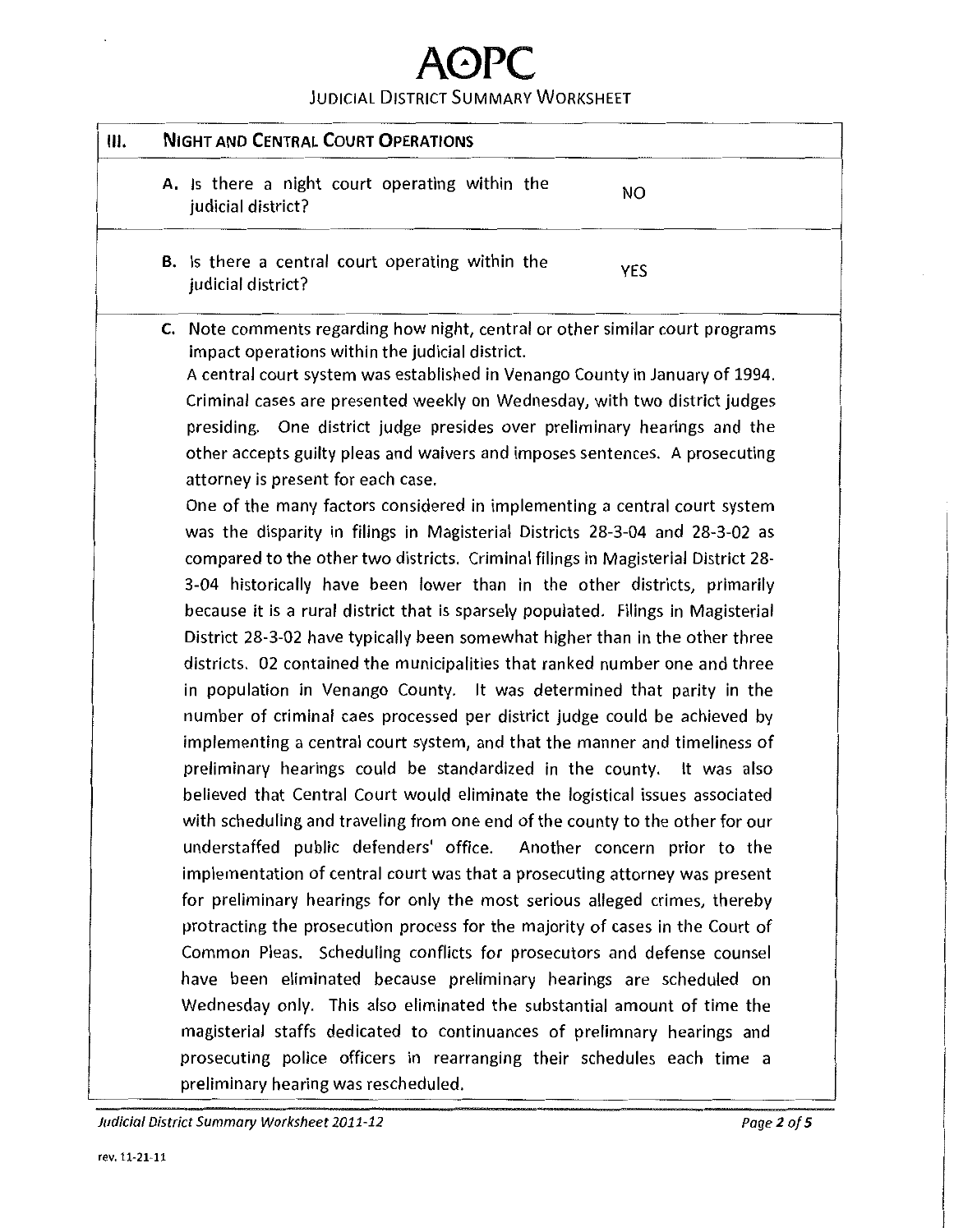# AOPC

## Judicial District Summary Worksheet

| III. | Night and Central Court Operations | |
|---|---|---|
| | A. Is there a night court operating within the judicial district? | NO |
| | B. Is there a central court operating within the judicial district? | YES |

**C.** Note comments regarding how night, central or other similar court programs impact operations within the judicial district.

A central court system was established in Venango County in January of 1994. Criminal cases are presented weekly on Wednesday, with two district judges presiding. One district judge presides over preliminary hearings and the other accepts guilty pleas and waivers and imposes sentences. A prosecuting attorney is present for each case.

One of the many factors considered in implementing a central court system was the disparity in filings in Magisterial Districts 28-3-04 and 28-3-02 as compared to the other two districts. Criminal filings in Magisterial District 28-3-04 historically have been lower than in the other districts, primarily because it is a rural district that is sparsely populated. Filings in Magisterial District 28-3-02 have typically been somewhat higher than in the other three districts. 02 contained the municipalities that ranked number one and three in population in Venango County. It was determined that parity in the number of criminal caes processed per district judge could be achieved by implementing a central court system, and that the manner and timeliness of preliminary hearings could be standardized in the county. It was also believed that Central Court would eliminate the logistical issues associated with scheduling and traveling from one end of the county to the other for our understaffed public defenders' office. Another concern prior to the implementation of central court was that a prosecuting attorney was present for preliminary hearings for only the most serious alleged crimes, thereby protracting the prosecution process for the majority of cases in the Court of Common Pleas. Scheduling conflicts for prosecutors and defense counsel have been eliminated because preliminary hearings are scheduled on Wednesday only. This also eliminated the substantial amount of time the magisterial staffs dedicated to continuances of prelimnary hearings and prosecuting police officers in rearranging their schedules each time a preliminary hearing was rescheduled.

rev. 11-21-11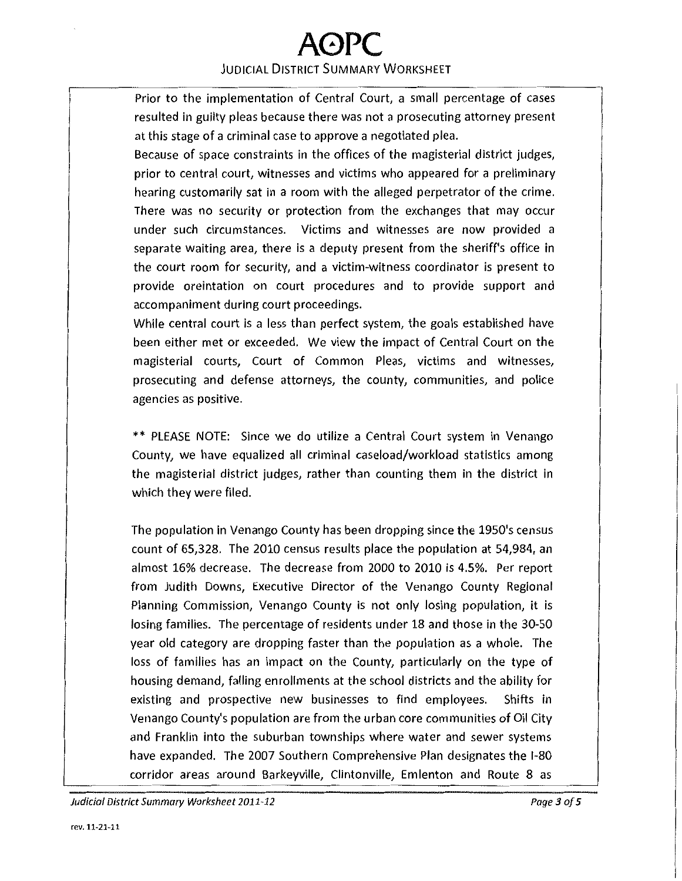Prior to the implementation of Central Court, a small percentage of cases resulted in guilty pleas because there was not a prosecuting attorney present at this stage of a criminal case to approve a negotiated plea.

Because of space constraints in the offices of the magisterial district judges, prior to central court, witnesses and victims who appeared for a preliminary hearing customarily sat in a room with the alleged perpetrator of the crime. There was no security or protection from the exchanges that may occur under such circumstances. Victims and witnesses are now provided a separate waiting area, there is a deputy present from the sheriff's office in the court room for security, and a victim-witness coordinator is present to provide oreintation on court procedures and to provide support and accompaniment during court proceedings.

While central court is a less than perfect system, the goals established have been either met or exceeded. We view the impact of Central Court on the magisterial courts, Court of Common Pleas, victims and witnesses, prosecuting and defense attorneys, the county, communities, and police agencies as positive.

** PLEASE NOTE: Since we do utilize a Central Court system in Venango County, we have equalized all criminal caseload/workload statistics among the magisterial district judges, rather than counting them in the district in which they were filed.

The population in Venango County has been dropping since the 1950's census count of 65,328. The 2010 census results place the population at 54,984, an almost 16% decrease. The decrease from 2000 to 2010 is 4.5%. Per report from Judith Downs, Executive Director of the Venango County Regional Planning Commission, Venango County is not only losing population, it is losing families. The percentage of residents under 18 and those in the 30-50 year old category are dropping faster than the population as a whole. The loss of families has an impact on the County, particularly on the type of housing demand, falling enrollments at the school districts and the ability for existing and prospective new businesses to find employees. Shifts in Venango County's population are from the urban core communities of Oil City and Franklin into the suburban townships where water and sewer systems have expanded. The 2007 Southern Comprehensive Plan designates the I-80 corridor areas around Barkeyville, Clintonville, Emlenton and Route 8 as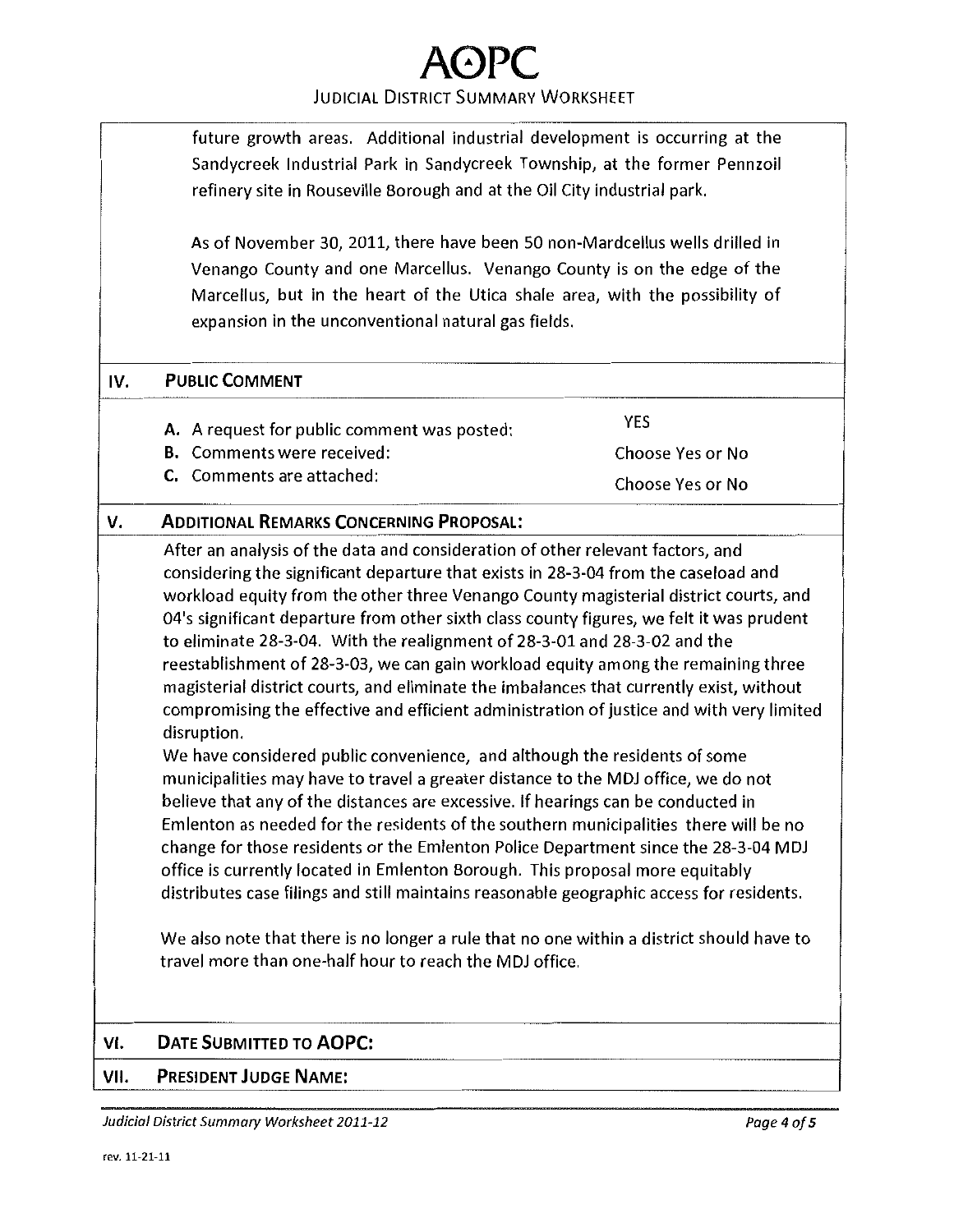future growth areas. Additional industrial development is occurring at the Sandycreek Industrial Park in Sandycreek Township, at the former Pennzoil refinery site in Rouseville Borough and at the Oil City industrial park.

As of November 30, 2011, there have been 50 non-Mardcellus wells drilled in Venango County and one Marcellus. Venango County is on the edge of the Marcellus, but in the heart of the Utica shale area, with the possibility of expansion in the unconventional natural gas fields.

## IV. PUBLIC COMMENT

| | |
|---|---|
| **A.** A request for public comment was posted: | YES |
| **B.** Comments were received: | Choose Yes or No |
| **C.** Comments are attached: | Choose Yes or No |

## V. ADDITIONAL REMARKS CONCERNING PROPOSAL:

After an analysis of the data and consideration of other relevant factors, and considering the significant departure that exists in 28-3-04 from the caseload and workload equity from the other three Venango County magisterial district courts, and 04's significant departure from other sixth class county figures, we felt it was prudent to eliminate 28-3-04. With the realignment of 28-3-01 and 28-3-02 and the reestablishment of 28-3-03, we can gain workload equity among the remaining three magisterial district courts, and eliminate the imbalances that currently exist, without compromising the effective and efficient administration of justice and with very limited disruption.

We have considered public convenience, and although the residents of some municipalities may have to travel a greater distance to the MDJ office, we do not believe that any of the distances are excessive. If hearings can be conducted in Emlenton as needed for the residents of the southern municipalities there will be no change for those residents or the Emlenton Police Department since the 28-3-04 MDJ office is currently located in Emlenton Borough. This proposal more equitably distributes case filings and still maintains reasonable geographic access for residents.

We also note that there is no longer a rule that no one within a district should have to travel more than one-half hour to reach the MDJ office.

## VI. DATE SUBMITTED TO AOPC:

## VII. PRESIDENT JUDGE NAME: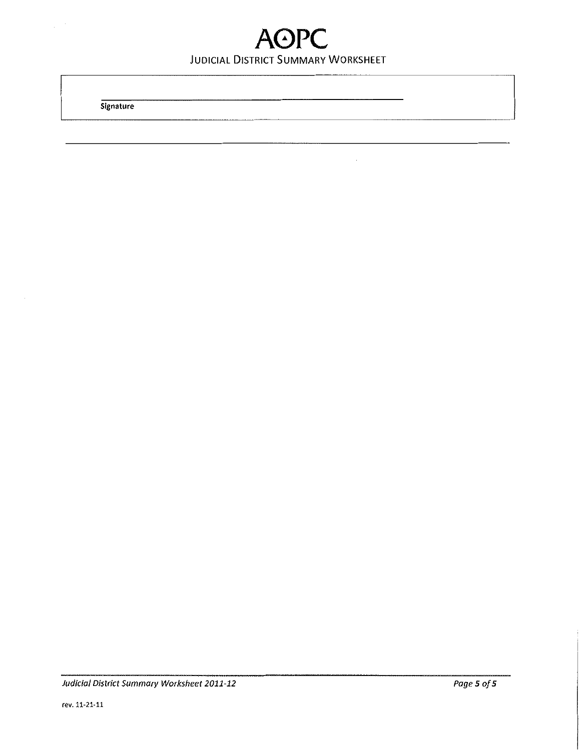______________________________

**Signature**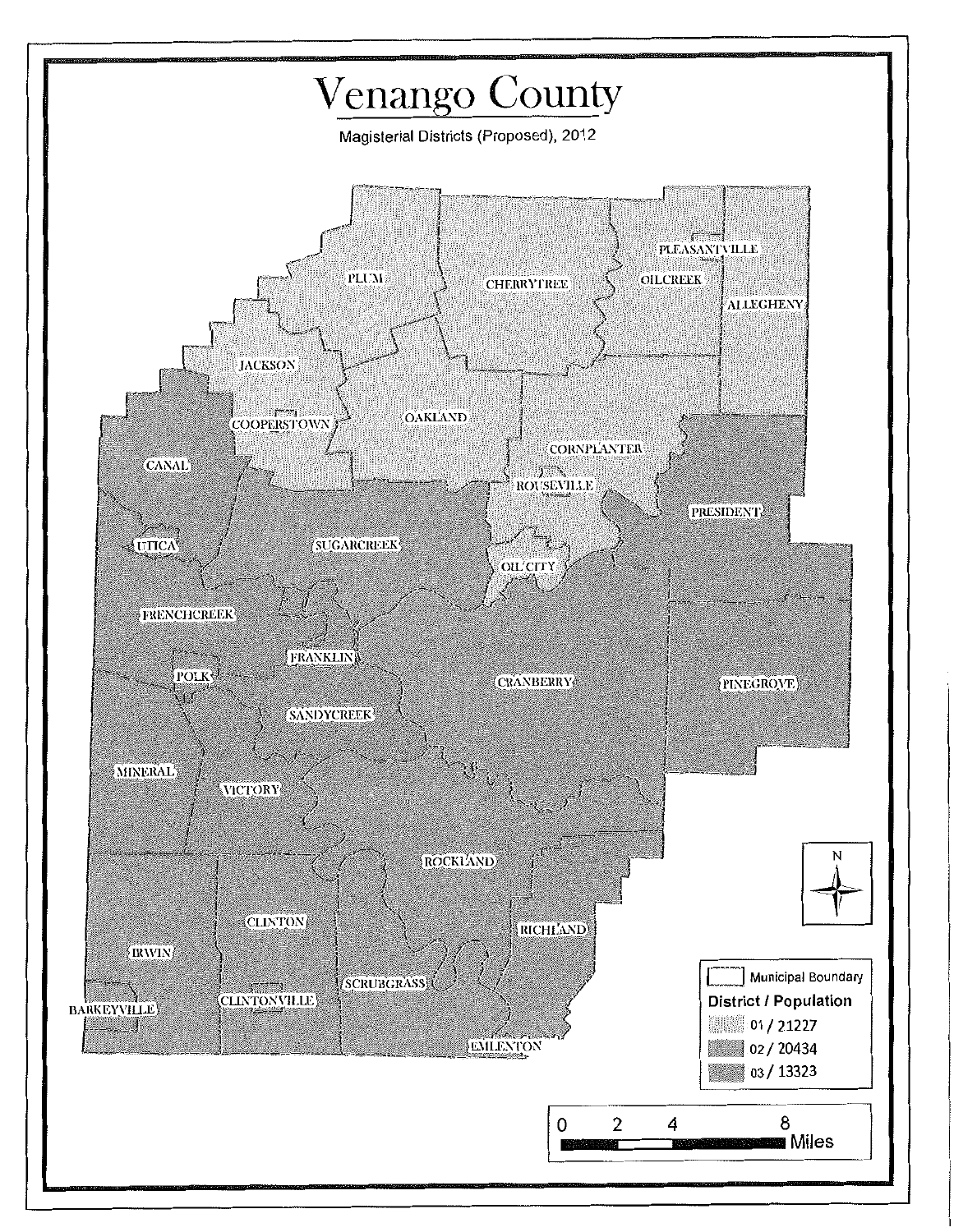# Venango County

Magisterial Districts (Proposed), 2012

PLUM

CHERRYTREE

OILCREEK

PLEASANTVILLE

ALLEGHENY

JACKSON

COOPERSTOWN

OAKLAND

CORNPLANTER

ROUSEVILLE

CANAL

PRESIDENT

UTICA

SUGARCREEK

OIL CITY

FRENCHCREEK

FRANKLIN

POLK

CRANBERRY

PINEGROVE

SANDYCREEK

MINERAL

VICTORY

ROCKLAND

CLINTON

RICHLAND

IRWIN

SCRUBGRASS

BARKEYVILLE

CLINTONVILLE

EMLENTON

N

Municipal Boundary

**District / Population**

- 01 / 21227
- 02 / 20434
- 03 / 13323

0 2 4 8 Miles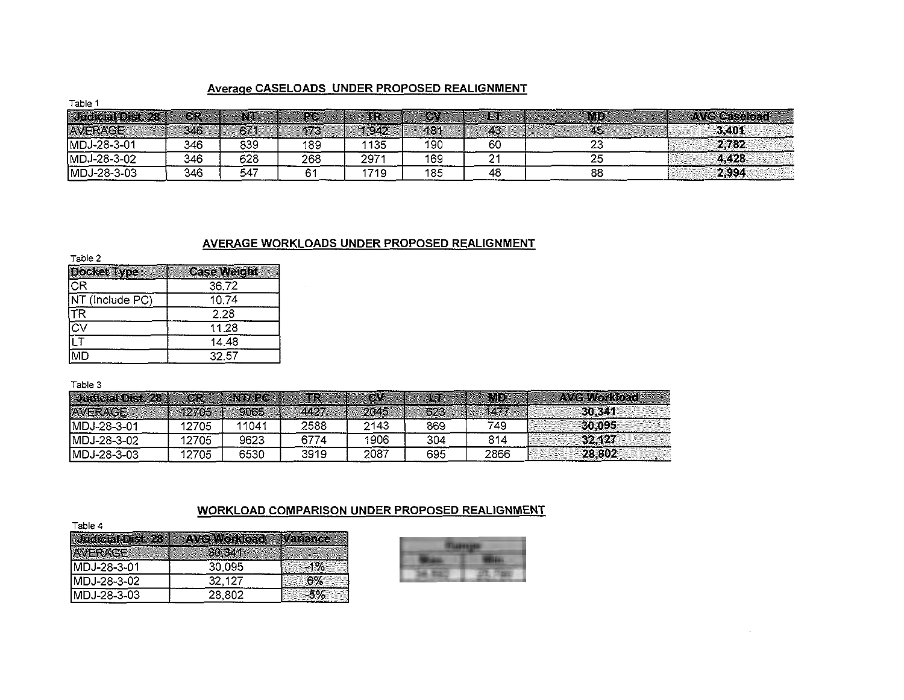## Average CASELOADS UNDER PROPOSED REALIGNMENT

Table 1

| Judicial Dist. 28 | CR | NT | PC | TR | CV | LT | MD | AVG Caseload |
|---|---|---|---|---|---|---|---|---|
| AVERAGE | 346 | 671 | 173 | 1,942 | 181 | 43 | 45 | **3,401** |
| MDJ-28-3-01 | 346 | 839 | 189 | 1135 | 190 | 60 | 23 | **2,782** |
| MDJ-28-3-02 | 346 | 628 | 268 | 2971 | 169 | 21 | 25 | **4,428** |
| MDJ-28-3-03 | 346 | 547 | 61 | 1719 | 185 | 48 | 88 | **2,994** |

## AVERAGE WORKLOADS UNDER PROPOSED REALIGNMENT

Table 2

| Docket Type | Case Weight |
|---|---|
| CR | 36.72 |
| NT (Include PC) | 10.74 |
| TR | 2.28 |
| CV | 11.28 |
| LT | 14.48 |
| MD | 32.57 |

Table 3

| Judicial Dist. 28 | CR | NT/PC | TR | CV | LT | MD | AVG Workload |
|---|---|---|---|---|---|---|---|
| AVERAGE | 12705 | 9065 | 4427 | 2045 | 623 | 1477 | **30,341** |
| MDJ-28-3-01 | 12705 | 11041 | 2588 | 2143 | 869 | 749 | **30,095** |
| MDJ-28-3-02 | 12705 | 9623 | 6774 | 1906 | 304 | 814 | **32,127** |
| MDJ-28-3-03 | 12705 | 6530 | 3919 | 2087 | 695 | 2866 | **28,802** |

## WORKLOAD COMPARISON UNDER PROPOSED REALIGNMENT

Table 4

| Judicial Dist. 28 | AVG Workload | Variance |
|---|---|---|
| AVERAGE | 30,341 | - |
| MDJ-28-3-01 | 30,095 | -1% |
| MDJ-28-3-02 | 32,127 | 6% |
| MDJ-28-3-03 | 28,802 | -5% |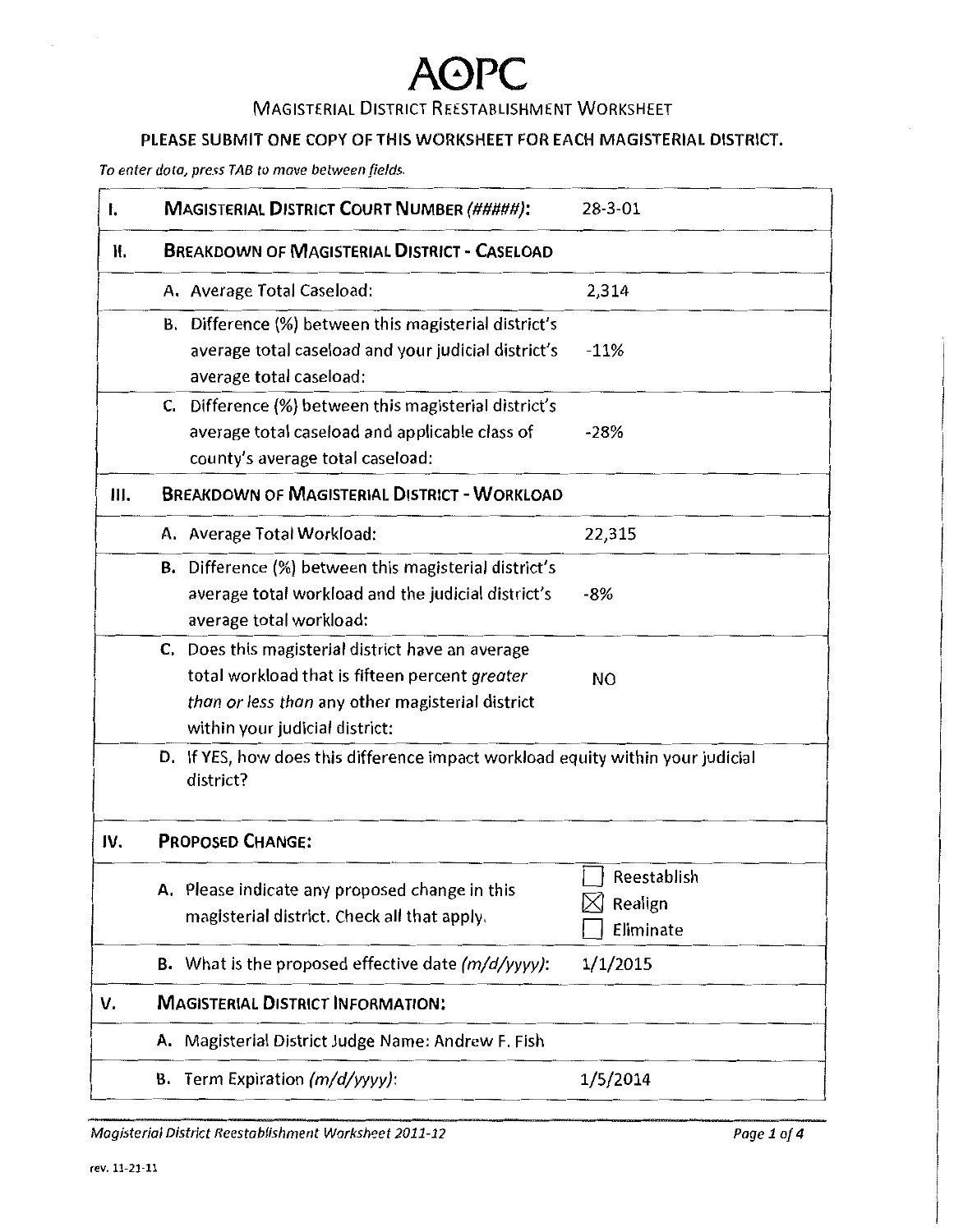# AOPC

## Magisterial District Reestablishment Worksheet

**PLEASE SUBMIT ONE COPY OF THIS WORKSHEET FOR EACH MAGISTERIAL DISTRICT.**

*To enter data, press TAB to move between fields.*

| | | |
|---|---|---|
| **I.** | **Magisterial District Court Number** *(#####)*: | 28-3-01 |
| **II.** | **Breakdown of Magisterial District - Caseload** | |
| | A. Average Total Caseload: | 2,314 |
| | B. Difference (%) between this magisterial district's average total caseload and your judicial district's average total caseload: | -11% |
| | C. Difference (%) between this magisterial district's average total caseload and applicable class of county's average total caseload: | -28% |
| **III.** | **Breakdown of Magisterial District - Workload** | |
| | A. Average Total Workload: | 22,315 |
| | B. Difference (%) between this magisterial district's average total workload and the judicial district's average total workload: | -8% |
| | C. Does this magisterial district have an average total workload that is fifteen percent *greater than or less than* any other magisterial district within your judicial district: | NO |
| | D. If YES, how does this difference impact workload equity within your judicial district? | |
| **IV.** | **Proposed Change:** | |
| | A. Please indicate any proposed change in this magisterial district. Check all that apply. | ☐ Reestablish<br>☒ Realign<br>☐ Eliminate |
| | B. What is the proposed effective date *(m/d/yyyy)*: | 1/1/2015 |
| **V.** | **Magisterial District Information:** | |
| | A. Magisterial District Judge Name: Andrew F. Fish | |
| | B. Term Expiration *(m/d/yyyy)*: | 1/5/2014 |

*Magisterial District Reestablishment Worksheet 2011-12*

rev. 11-21-11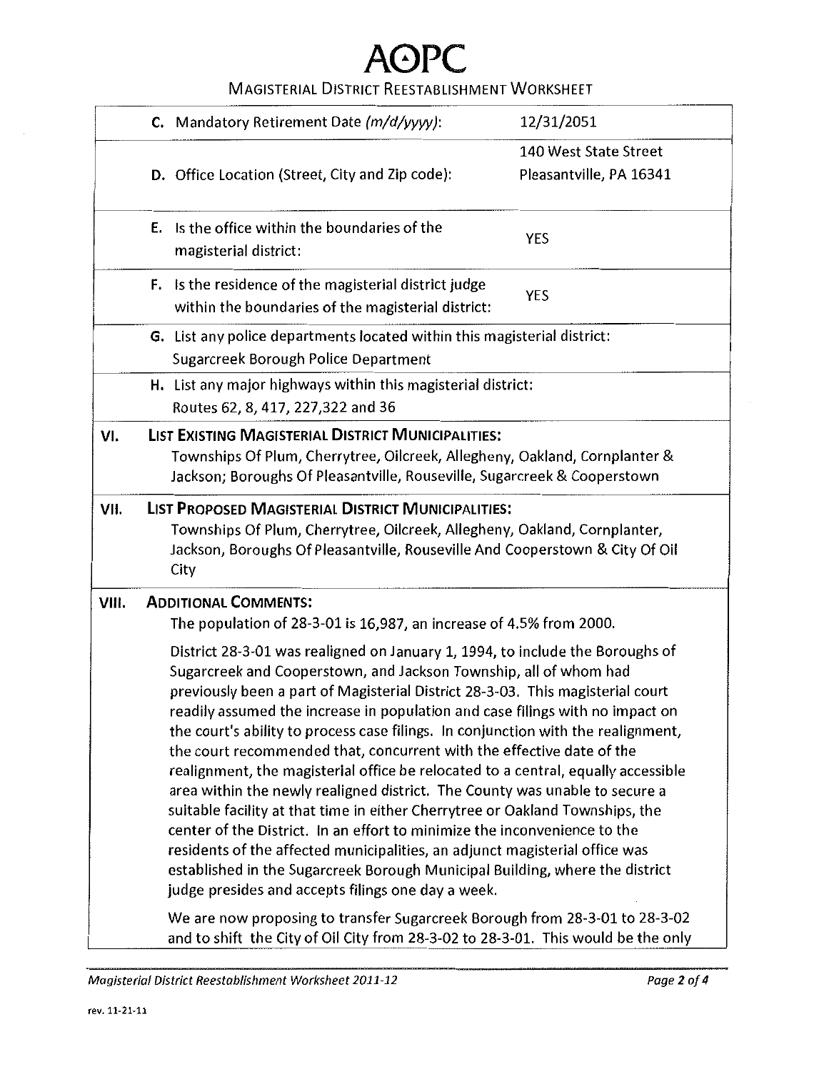# AOPC

MAGISTERIAL DISTRICT REESTABLISHMENT WORKSHEET

| | | |
|---|---|---|
| | **C.** Mandatory Retirement Date *(m/d/yyyy)*: | 12/31/2051 |
| | **D.** Office Location (Street, City and Zip code): | 140 West State Street<br>Pleasantville, PA 16341 |
| | **E.** Is the office within the boundaries of the magisterial district: | YES |
| | **F.** Is the residence of the magisterial district judge within the boundaries of the magisterial district: | YES |

**G.** List any police departments located within this magisterial district:
Sugarcreek Borough Police Department

**H.** List any major highways within this magisterial district:
Routes 62, 8, 417, 227,322 and 36

## VI. LIST EXISTING MAGISTERIAL DISTRICT MUNICIPALITIES:

Townships Of Plum, Cherrytree, Oilcreek, Allegheny, Oakland, Cornplanter & Jackson; Boroughs Of Pleasantville, Rouseville, Sugarcreek & Cooperstown

## VII. LIST PROPOSED MAGISTERIAL DISTRICT MUNICIPALITIES:

Townships Of Plum, Cherrytree, Oilcreek, Allegheny, Oakland, Cornplanter, Jackson, Boroughs Of Pleasantville, Rouseville And Cooperstown & City Of Oil City

## VIII. ADDITIONAL COMMENTS:

The population of 28-3-01 is 16,987, an increase of 4.5% from 2000.

District 28-3-01 was realigned on January 1, 1994, to include the Boroughs of Sugarcreek and Cooperstown, and Jackson Township, all of whom had previously been a part of Magisterial District 28-3-03. This magisterial court readily assumed the increase in population and case filings with no impact on the court's ability to process case filings. In conjunction with the realignment, the court recommended that, concurrent with the effective date of the realignment, the magisterial office be relocated to a central, equally accessible area within the newly realigned district. The County was unable to secure a suitable facility at that time in either Cherrytree or Oakland Townships, the center of the District. In an effort to minimize the inconvenience to the residents of the affected municipalities, an adjunct magisterial office was established in the Sugarcreek Borough Municipal Building, where the district judge presides and accepts filings one day a week.

We are now proposing to transfer Sugarcreek Borough from 28-3-01 to 28-3-02 and to shift the City of Oil City from 28-3-02 to 28-3-01. This would be the only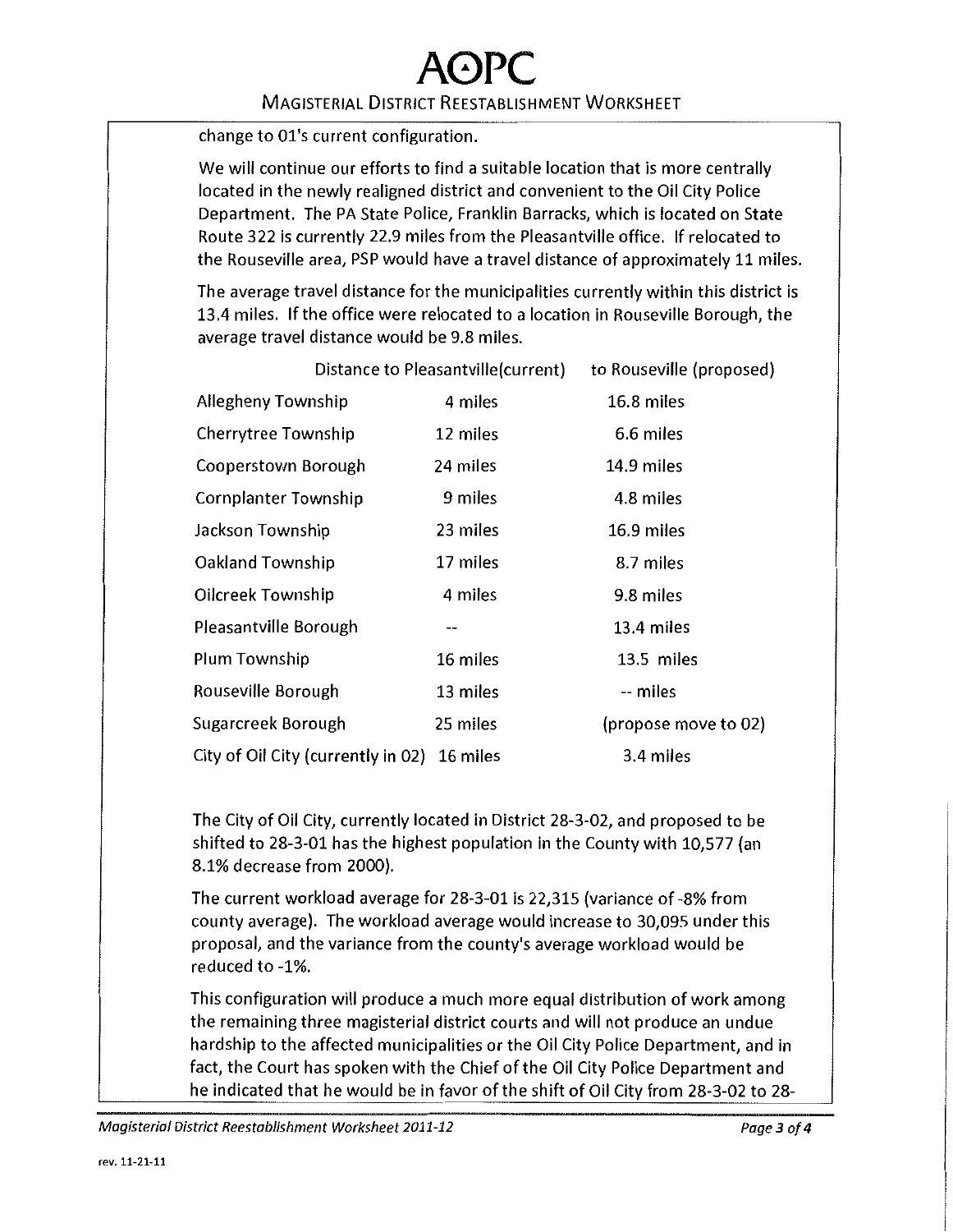change to 01's current configuration.

We will continue our efforts to find a suitable location that is more centrally located in the newly realigned district and convenient to the Oil City Police Department. The PA State Police, Franklin Barracks, which is located on State Route 322 is currently 22.9 miles from the Pleasantville office. If relocated to the Rouseville area, PSP would have a travel distance of approximately 11 miles.

The average travel distance for the municipalities currently within this district is 13.4 miles. If the office were relocated to a location in Rouseville Borough, the average travel distance would be 9.8 miles.

| | Distance to Pleasantville(current) | to Rouseville (proposed) |
|---|---|---|
| Allegheny Township | 4 miles | 16.8 miles |
| Cherrytree Township | 12 miles | 6.6 miles |
| Cooperstown Borough | 24 miles | 14.9 miles |
| Cornplanter Township | 9 miles | 4.8 miles |
| Jackson Township | 23 miles | 16.9 miles |
| Oakland Township | 17 miles | 8.7 miles |
| Oilcreek Township | 4 miles | 9.8 miles |
| Pleasantville Borough | -- | 13.4 miles |
| Plum Township | 16 miles | 13.5 miles |
| Rouseville Borough | 13 miles | -- miles |
| Sugarcreek Borough | 25 miles | (propose move to 02) |
| City of Oil City (currently in 02) | 16 miles | 3.4 miles |

The City of Oil City, currently located in District 28-3-02, and proposed to be shifted to 28-3-01 has the highest population in the County with 10,577 (an 8.1% decrease from 2000).

The current workload average for 28-3-01 is 22,315 (variance of -8% from county average). The workload average would increase to 30,095 under this proposal, and the variance from the county's average workload would be reduced to -1%.

This configuration will produce a much more equal distribution of work among the remaining three magisterial district courts and will not produce an undue hardship to the affected municipalities or the Oil City Police Department, and in fact, the Court has spoken with the Chief of the Oil City Police Department and he indicated that he would be in favor of the shift of Oil City from 28-3-02 to 28-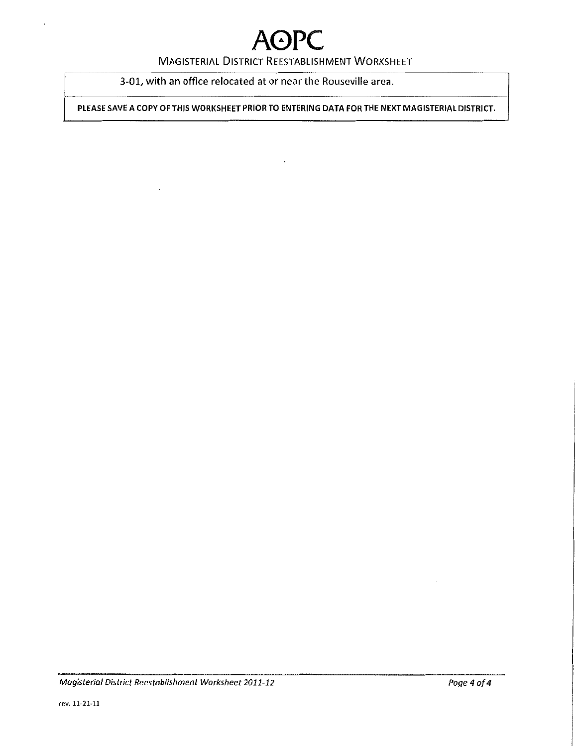3-01, with an office relocated at or near the Rouseville area.

**PLEASE SAVE A COPY OF THIS WORKSHEET PRIOR TO ENTERING DATA FOR THE NEXT MAGISTERIAL DISTRICT.**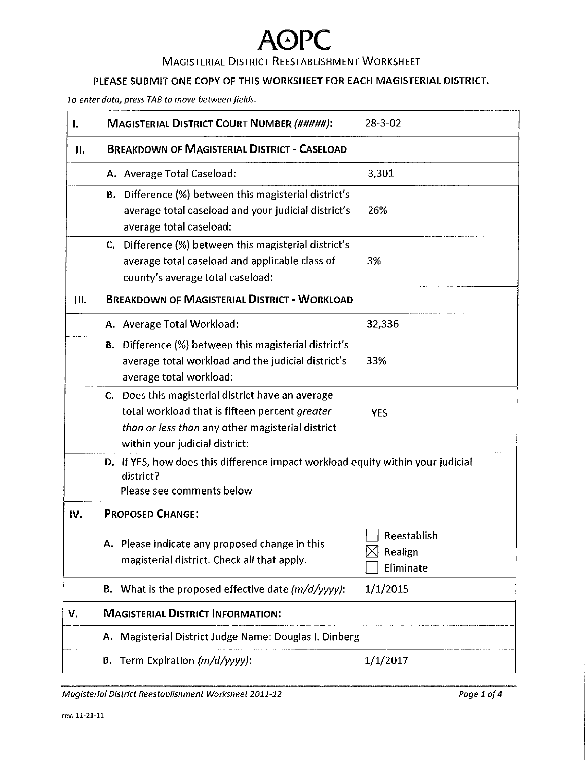# AOPC

## Magisterial District Reestablishment Worksheet

**PLEASE SUBMIT ONE COPY OF THIS WORKSHEET FOR EACH MAGISTERIAL DISTRICT.**

*To enter data, press TAB to move between fields.*

| | | |
|---|---|---|
| **I.** | **Magisterial District Court Number** *(#####)*: | 28-3-02 |
| **II.** | **Breakdown of Magisterial District - Caseload** | |
| | A. Average Total Caseload: | 3,301 |
| | B. Difference (%) between this magisterial district's average total caseload and your judicial district's average total caseload: | 26% |
| | C. Difference (%) between this magisterial district's average total caseload and applicable class of county's average total caseload: | 3% |
| **III.** | **Breakdown of Magisterial District - Workload** | |
| | A. Average Total Workload: | 32,336 |
| | B. Difference (%) between this magisterial district's average total workload and the judicial district's average total workload: | 33% |
| | C. Does this magisterial district have an average total workload that is fifteen percent *greater than or less than* any other magisterial district within your judicial district: | YES |
| | D. If YES, how does this difference impact workload equity within your judicial district? Please see comments below | |
| **IV.** | **Proposed Change:** | |
| | A. Please indicate any proposed change in this magisterial district. Check all that apply. | ☐ Reestablish<br>☒ Realign<br>☐ Eliminate |
| | B. What is the proposed effective date *(m/d/yyyy)*: | 1/1/2015 |
| **V.** | **Magisterial District Information:** | |
| | A. Magisterial District Judge Name: Douglas I. Dinberg | |
| | B. Term Expiration *(m/d/yyyy)*: | 1/1/2017 |

*Magisterial District Reestablishment Worksheet 2011-12*

rev. 11-21-11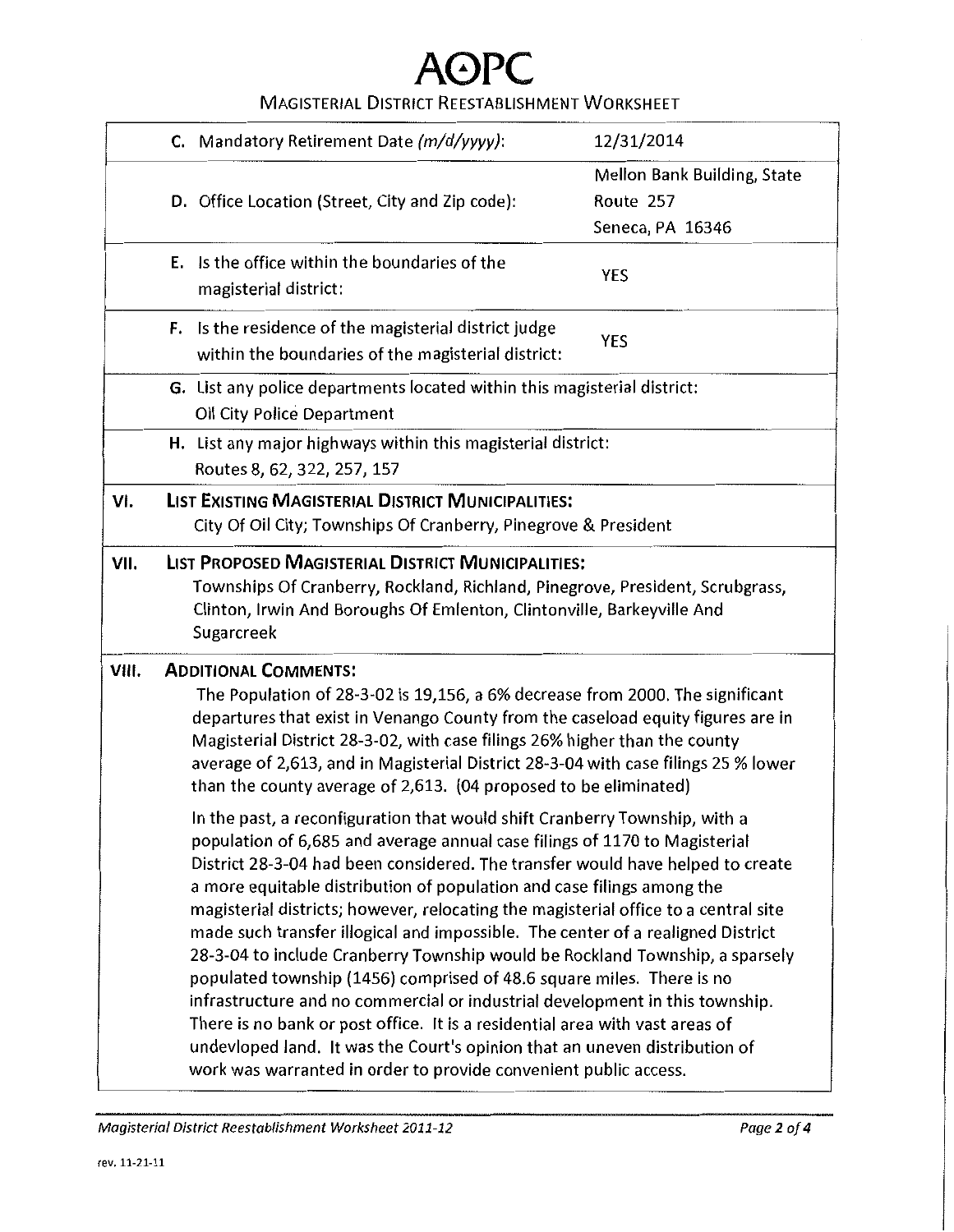# AOPC

## Magisterial District Reestablishment Worksheet

| | | |
|---|---|---|
| | C. Mandatory Retirement Date *(m/d/yyyy)*: | 12/31/2014 |
| | D. Office Location (Street, City and Zip code): | Mellon Bank Building, State Route 257 Seneca, PA 16346 |
| | E. Is the office within the boundaries of the magisterial district: | YES |
| | F. Is the residence of the magisterial district judge within the boundaries of the magisterial district: | YES |
| | G. List any police departments located within this magisterial district: Oil City Police Department | |
| | H. List any major highways within this magisterial district: Routes 8, 62, 322, 257, 157 | |

**VI. List Existing Magisterial District Municipalities:**

City Of Oil City; Townships Of Cranberry, Pinegrove & President

**VII. List Proposed Magisterial District Municipalities:**

Townships Of Cranberry, Rockland, Richland, Pinegrove, President, Scrubgrass, Clinton, Irwin And Boroughs Of Emlenton, Clintonville, Barkeyville And Sugarcreek

**VIII. Additional Comments:**

The Population of 28-3-02 is 19,156, a 6% decrease from 2000. The significant departures that exist in Venango County from the caseload equity figures are in Magisterial District 28-3-02, with case filings 26% higher than the county average of 2,613, and in Magisterial District 28-3-04 with case filings 25 % lower than the county average of 2,613. (04 proposed to be eliminated)

In the past, a reconfiguration that would shift Cranberry Township, with a population of 6,685 and average annual case filings of 1170 to Magisterial District 28-3-04 had been considered. The transfer would have helped to create a more equitable distribution of population and case filings among the magisterial districts; however, relocating the magisterial office to a central site made such transfer illogical and impossible. The center of a realigned District 28-3-04 to include Cranberry Township would be Rockland Township, a sparsely populated township (1456) comprised of 48.6 square miles. There is no infrastructure and no commercial or industrial development in this township. There is no bank or post office. It is a residential area with vast areas of undevloped land. It was the Court's opinion that an uneven distribution of work was warranted in order to provide convenient public access.

*Magisterial District Reestablishment Worksheet 2011-12*

rev. 11-21-11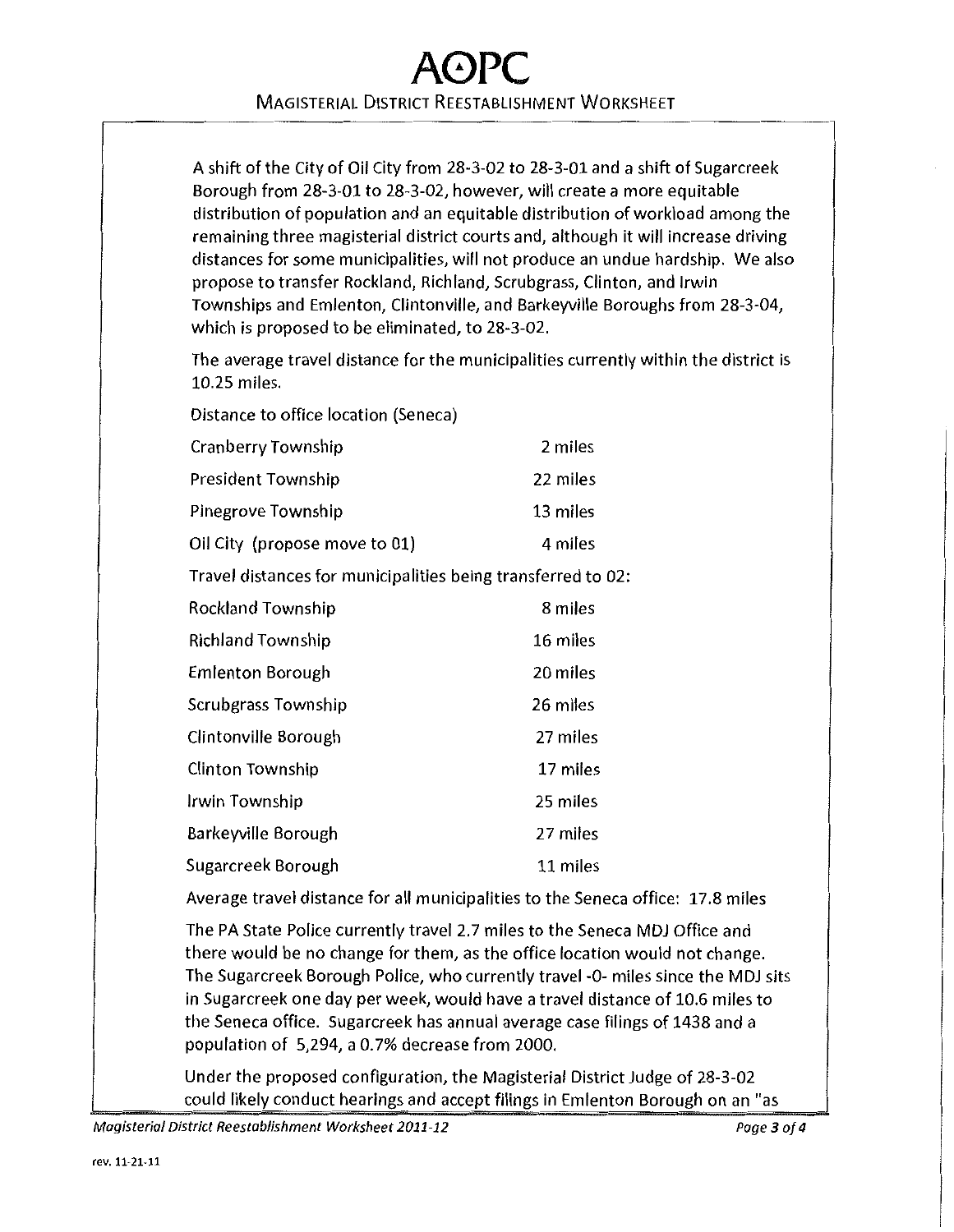A shift of the City of Oil City from 28-3-02 to 28-3-01 and a shift of Sugarcreek Borough from 28-3-01 to 28-3-02, however, will create a more equitable distribution of population and an equitable distribution of workload among the remaining three magisterial district courts and, although it will increase driving distances for some municipalities, will not produce an undue hardship. We also propose to transfer Rockland, Richland, Scrubgrass, Clinton, and Irwin Townships and Emlenton, Clintonville, and Barkeyville Boroughs from 28-3-04, which is proposed to be eliminated, to 28-3-02.

The average travel distance for the municipalities currently within the district is 10.25 miles.

Distance to office location (Seneca)

| | |
|---|---|
| Cranberry Township | 2 miles |
| President Township | 22 miles |
| Pinegrove Township | 13 miles |
| Oil City (propose move to 01) | 4 miles |

Travel distances for municipalities being transferred to 02:

| | |
|---|---|
| Rockland Township | 8 miles |
| Richland Township | 16 miles |
| Emlenton Borough | 20 miles |
| Scrubgrass Township | 26 miles |
| Clintonville Borough | 27 miles |
| Clinton Township | 17 miles |
| Irwin Township | 25 miles |
| Barkeyville Borough | 27 miles |
| Sugarcreek Borough | 11 miles |

Average travel distance for all municipalities to the Seneca office: 17.8 miles

The PA State Police currently travel 2.7 miles to the Seneca MDJ Office and there would be no change for them, as the office location would not change. The Sugarcreek Borough Police, who currently travel -0- miles since the MDJ sits in Sugarcreek one day per week, would have a travel distance of 10.6 miles to the Seneca office. Sugarcreek has annual average case filings of 1438 and a population of 5,294, a 0.7% decrease from 2000.

Under the proposed configuration, the Magisterial District Judge of 28-3-02 could likely conduct hearings and accept filings in Emlenton Borough on an "as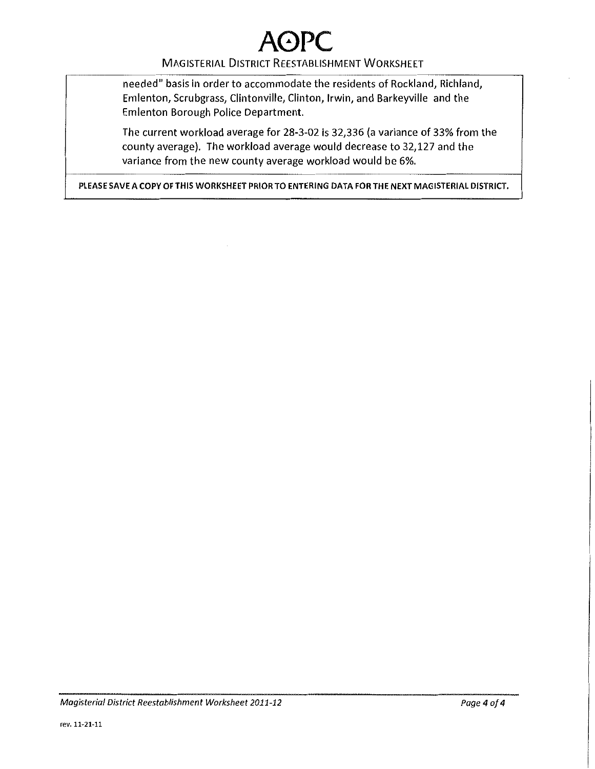needed" basis in order to accommodate the residents of Rockland, Richland, Emlenton, Scrubgrass, Clintonville, Clinton, Irwin, and Barkeyville and the Emlenton Borough Police Department.

The current workload average for 28-3-02 is 32,336 (a variance of 33% from the county average). The workload average would decrease to 32,127 and the variance from the new county average workload would be 6%.

**PLEASE SAVE A COPY OF THIS WORKSHEET PRIOR TO ENTERING DATA FOR THE NEXT MAGISTERIAL DISTRICT.**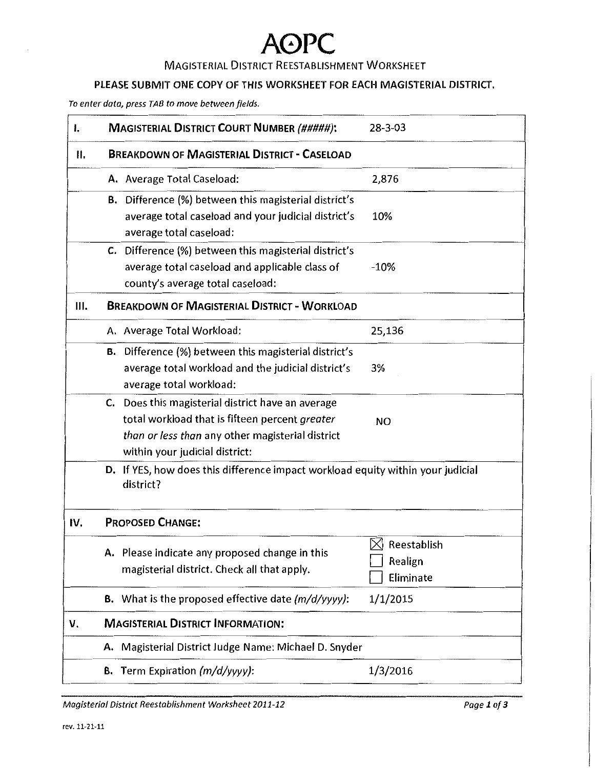# AOPC

## Magisterial District Reestablishment Worksheet

**PLEASE SUBMIT ONE COPY OF THIS WORKSHEET FOR EACH MAGISTERIAL DISTRICT.**

*To enter data, press TAB to move between fields.*

| | | |
|---|---|---|
| **I.** | **MAGISTERIAL DISTRICT COURT NUMBER** *(#####)*: | 28-3-03 |
| **II.** | **BREAKDOWN OF MAGISTERIAL DISTRICT - CASELOAD** | |
| | **A.** Average Total Caseload: | 2,876 |
| | **B.** Difference (%) between this magisterial district's average total caseload and your judicial district's average total caseload: | 10% |
| | **C.** Difference (%) between this magisterial district's average total caseload and applicable class of county's average total caseload: | -10% |
| **III.** | **BREAKDOWN OF MAGISTERIAL DISTRICT - WORKLOAD** | |
| | A. Average Total Workload: | 25,136 |
| | **B.** Difference (%) between this magisterial district's average total workload and the judicial district's average total workload: | 3% |
| | **C.** Does this magisterial district have an average total workload that is fifteen percent *greater than or less than* any other magisterial district within your judicial district: | NO |
| | **D.** If YES, how does this difference impact workload equity within your judicial district? | |
| **IV.** | **PROPOSED CHANGE:** | |
| | **A.** Please indicate any proposed change in this magisterial district. Check all that apply. | ☒ Reestablish<br>☐ Realign<br>☐ Eliminate |
| | **B.** What is the proposed effective date *(m/d/yyyy)*: | 1/1/2015 |
| **V.** | **MAGISTERIAL DISTRICT INFORMATION:** | |
| | **A.** Magisterial District Judge Name: Michael D. Snyder | |
| | **B.** Term Expiration *(m/d/yyyy)*: | 1/3/2016 |

*Magisterial District Reestablishment Worksheet 2011-12*

rev. 11-21-11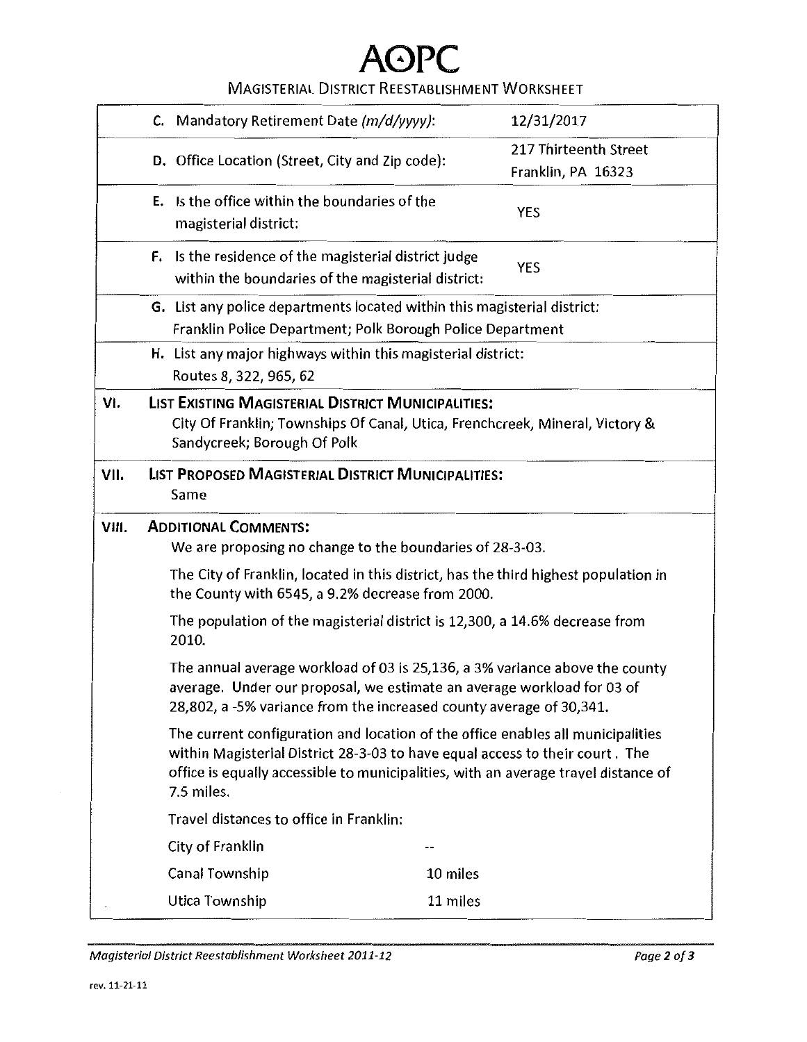# AOPC

## MAGISTERIAL DISTRICT REESTABLISHMENT WORKSHEET

| | | |
|---|---|---|
| | C. Mandatory Retirement Date *(m/d/yyyy)*: | 12/31/2017 |
| | D. Office Location (Street, City and Zip code): | 217 Thirteenth Street<br>Franklin, PA 16323 |
| | E. Is the office within the boundaries of the magisterial district: | YES |
| | F. Is the residence of the magisterial district judge within the boundaries of the magisterial district: | YES |

G. List any police departments located within this magisterial district:
Franklin Police Department; Polk Borough Police Department

H. List any major highways within this magisterial district:
Routes 8, 322, 965, 62

**VI. LIST EXISTING MAGISTERIAL DISTRICT MUNICIPALITIES:**
City Of Franklin; Townships Of Canal, Utica, Frenchcreek, Mineral, Victory & Sandycreek; Borough Of Polk

**VII. LIST PROPOSED MAGISTERIAL DISTRICT MUNICIPALITIES:**
Same

**VIII. ADDITIONAL COMMENTS:**

We are proposing no change to the boundaries of 28-3-03.

The City of Franklin, located in this district, has the third highest population in the County with 6545, a 9.2% decrease from 2000.

The population of the magisterial district is 12,300, a 14.6% decrease from 2010.

The annual average workload of 03 is 25,136, a 3% variance above the county average. Under our proposal, we estimate an average workload for 03 of 28,802, a -5% variance from the increased county average of 30,341.

The current configuration and location of the office enables all municipalities within Magisterial District 28-3-03 to have equal access to their court. The office is equally accessible to municipalities, with an average travel distance of 7.5 miles.

Travel distances to office in Franklin:

| | |
|---|---|
| City of Franklin | -- |
| Canal Township | 10 miles |
| Utica Township | 11 miles |

*Magisterial District Reestablishment Worksheet 2011-12*

rev. 11-21-11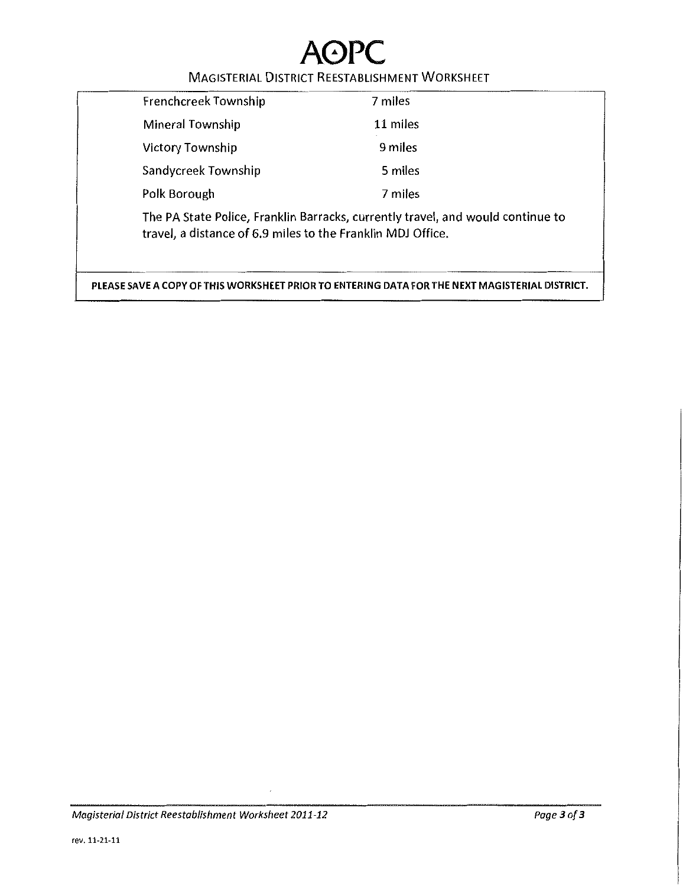| | |
|---|---|
| Frenchcreek Township | 7 miles |
| Mineral Township | 11 miles |
| Victory Township | 9 miles |
| Sandycreek Township | 5 miles |
| Polk Borough | 7 miles |

The PA State Police, Franklin Barracks, currently travel, and would continue to travel, a distance of 6.9 miles to the Franklin MDJ Office.

**PLEASE SAVE A COPY OF THIS WORKSHEET PRIOR TO ENTERING DATA FOR THE NEXT MAGISTERIAL DISTRICT.**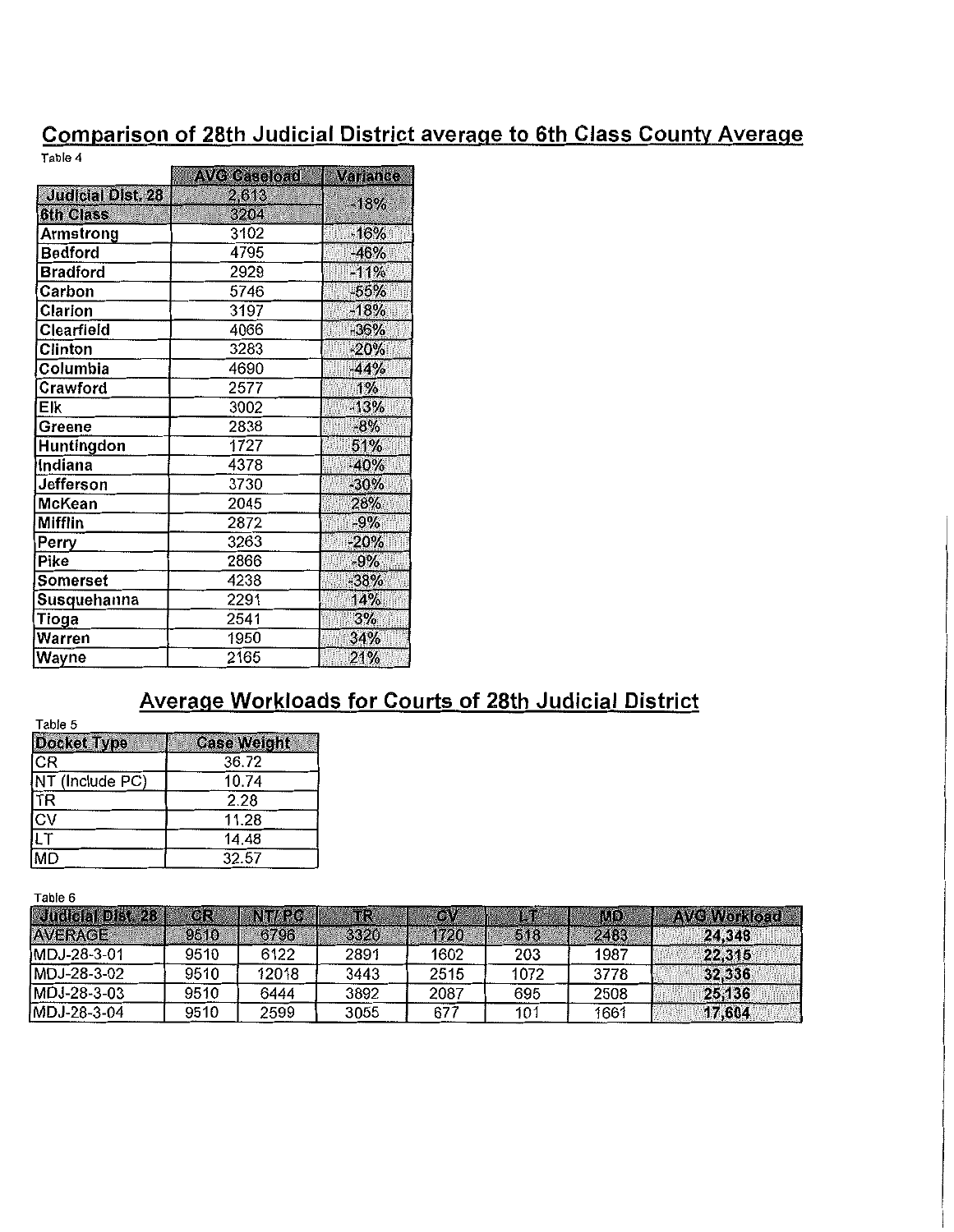## Comparison of 28th Judicial District average to 6th Class County Average

Table 4

| | AVG Caseload | Variance |
|---|---|---|
| Judicial Dist. 28 | 2,613 | -18% |
| 6th Class | 3204 | |
| Armstrong | 3102 | -16% |
| Bedford | 4795 | -46% |
| Bradford | 2929 | -11% |
| Carbon | 5746 | -55% |
| Clarion | 3197 | -18% |
| Clearfield | 4066 | -36% |
| Clinton | 3283 | -20% |
| Columbia | 4690 | -44% |
| Crawford | 2577 | 1% |
| Elk | 3002 | -13% |
| Greene | 2838 | -8% |
| Huntingdon | 1727 | 51% |
| Indiana | 4378 | -40% |
| Jefferson | 3730 | -30% |
| McKean | 2045 | 28% |
| Mifflin | 2872 | -9% |
| Perry | 3263 | -20% |
| Pike | 2866 | -9% |
| Somerset | 4238 | -38% |
| Susquehanna | 2291 | 14% |
| Tioga | 2541 | 3% |
| Warren | 1950 | 34% |
| Wayne | 2165 | 21% |

## Average Workloads for Courts of 28th Judicial District

Table 5

| Docket Type | Case Weight |
|---|---|
| CR | 36.72 |
| NT (Include PC) | 10.74 |
| TR | 2.28 |
| CV | 11.28 |
| LT | 14.48 |
| MD | 32.57 |

Table 6

| Judicial Dist. 28 | CR | NT/PC | TR | CV | LT | MD | AVG Workload |
|---|---|---|---|---|---|---|---|
| AVERAGE | 9510 | 6796 | 3320 | 1720 | 518 | 2483 | 24,348 |
| MDJ-28-3-01 | 9510 | 6122 | 2891 | 1602 | 203 | 1987 | 22,315 |
| MDJ-28-3-02 | 9510 | 12018 | 3443 | 2515 | 1072 | 3778 | 32,336 |
| MDJ-28-3-03 | 9510 | 6444 | 3892 | 2087 | 695 | 2508 | 25,136 |
| MDJ-28-3-04 | 9510 | 2599 | 3055 | 677 | 101 | 1661 | 17,604 |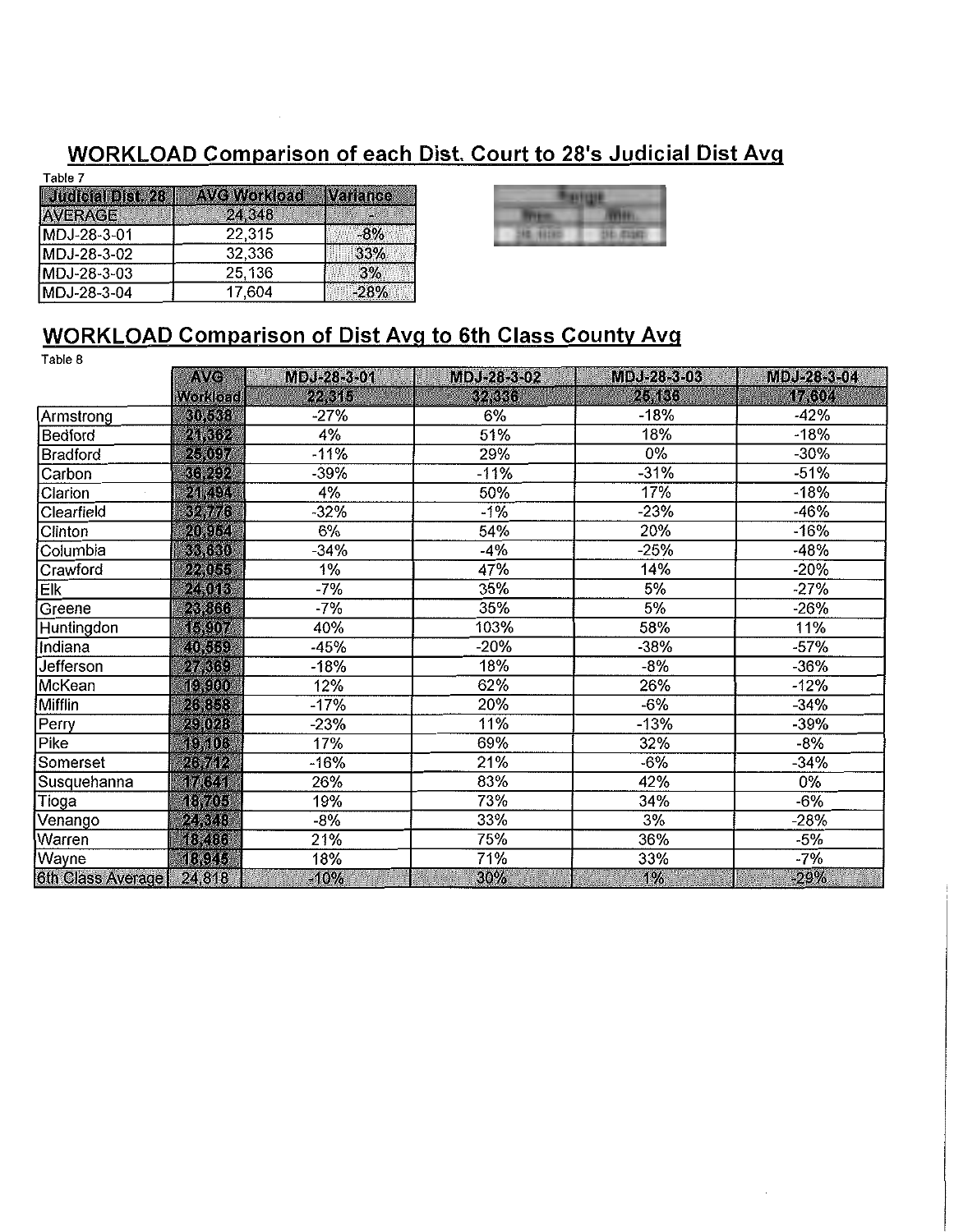## WORKLOAD Comparison of each Dist. Court to 28's Judicial Dist Avg

Table 7

| Judicial Dist. 28 | AVG Workload | Variance |
|---|---|---|
| AVERAGE | 24,348 | - |
| MDJ-28-3-01 | 22,315 | -8% |
| MDJ-28-3-02 | 32,336 | 33% |
| MDJ-28-3-03 | 25,136 | 3% |
| MDJ-28-3-04 | 17,604 | -28% |

| Range | |
|---|---|
| Max | Min |
| 26,000 | 20,000 |

## WORKLOAD Comparison of Dist Avg to 6th Class County Avg

Table 8

| | AVG Workload | MDJ-28-3-01 22,315 | MDJ-28-3-02 32,336 | MDJ-28-3-03 25,136 | MDJ-28-3-04 17,604 |
|---|---|---|---|---|---|
| Armstrong | 30,538 | -27% | 6% | -18% | -42% |
| Bedford | 21,362 | 4% | 51% | 18% | -18% |
| Bradford | 25,097 | -11% | 29% | 0% | -30% |
| Carbon | 36,292 | -39% | -11% | -31% | -51% |
| Clarion | 21,494 | 4% | 50% | 17% | -18% |
| Clearfield | 32,776 | -32% | -1% | -23% | -46% |
| Clinton | 20,954 | 6% | 54% | 20% | -16% |
| Columbia | 33,630 | -34% | -4% | -25% | -48% |
| Crawford | 22,055 | 1% | 47% | 14% | -20% |
| Elk | 24,013 | -7% | 35% | 5% | -27% |
| Greene | 23,866 | -7% | 35% | 5% | -26% |
| Huntingdon | 15,907 | 40% | 103% | 58% | 11% |
| Indiana | 40,559 | -45% | -20% | -38% | -57% |
| Jefferson | 27,369 | -18% | 18% | -8% | -36% |
| McKean | 19,900 | 12% | 62% | 26% | -12% |
| Mifflin | 26,858 | -17% | 20% | -6% | -34% |
| Perry | 29,028 | -23% | 11% | -13% | -39% |
| Pike | 19,108 | 17% | 69% | 32% | -8% |
| Somerset | 26,712 | -16% | 21% | -6% | -34% |
| Susquehanna | 17,641 | 26% | 83% | 42% | 0% |
| Tioga | 18,705 | 19% | 73% | 34% | -6% |
| Venango | 24,348 | -8% | 33% | 3% | -28% |
| Warren | 18,486 | 21% | 75% | 36% | -5% |
| Wayne | 18,945 | 18% | 71% | 33% | -7% |
| 6th Class Average | 24,818 | -10% | 30% | 1% | -29% |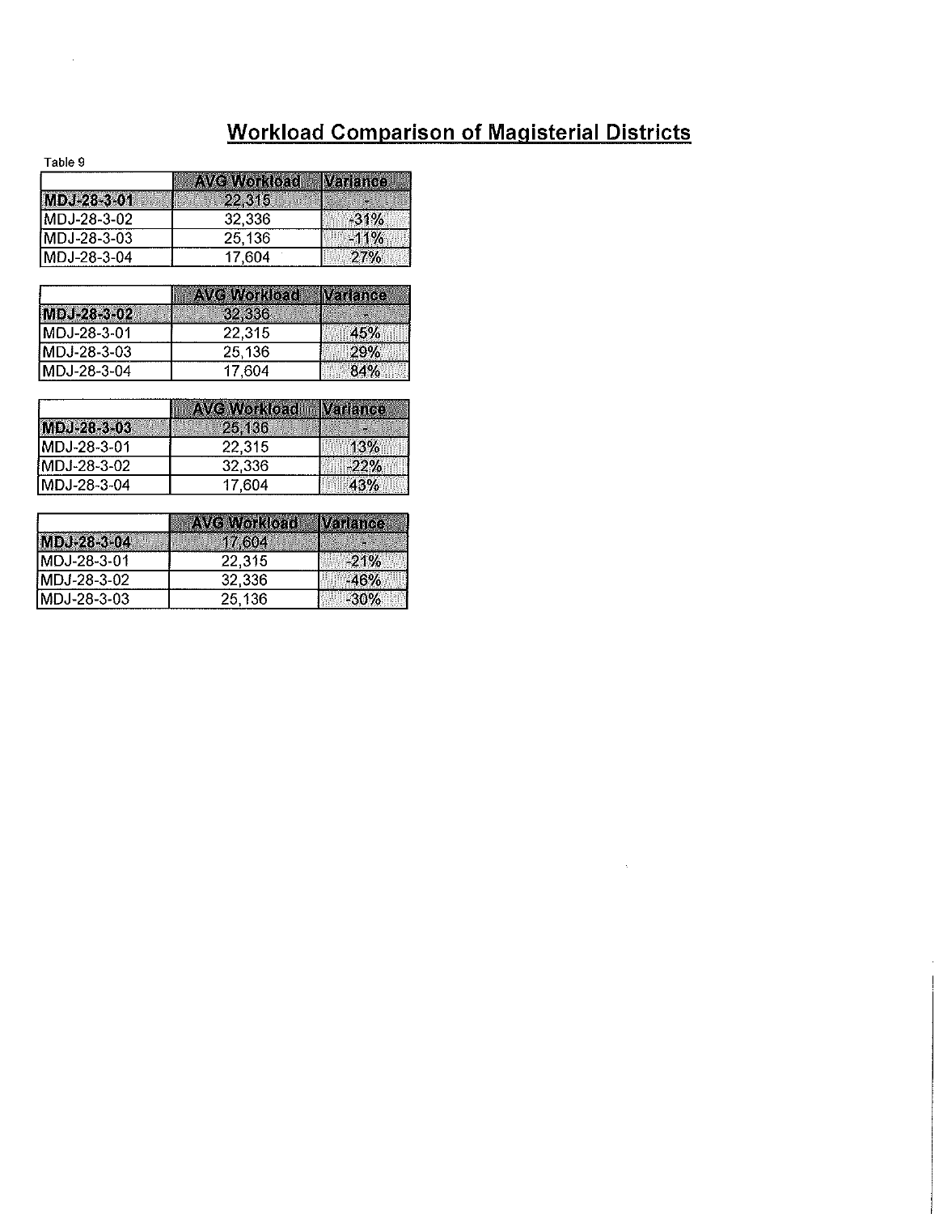## Workload Comparison of Magisterial Districts

Table 9

| | AVG Workload | Variance |
|---|---|---|
| **MDJ-28-3-01** | 22,315 | - |
| MDJ-28-3-02 | 32,336 | -31% |
| MDJ-28-3-03 | 25,136 | -11% |
| MDJ-28-3-04 | 17,604 | 27% |

| | AVG Workload | Variance |
|---|---|---|
| **MDJ-28-3-02** | 32,336 | - |
| MDJ-28-3-01 | 22,315 | 45% |
| MDJ-28-3-03 | 25,136 | 29% |
| MDJ-28-3-04 | 17,604 | 84% |

| | AVG Workload | Variance |
|---|---|---|
| **MDJ-28-3-03** | 25,136 | - |
| MDJ-28-3-01 | 22,315 | 13% |
| MDJ-28-3-02 | 32,336 | -22% |
| MDJ-28-3-04 | 17,604 | 43% |

| | AVG Workload | Variance |
|---|---|---|
| **MDJ-28-3-04** | 17,604 | - |
| MDJ-28-3-01 | 22,315 | -21% |
| MDJ-28-3-02 | 32,336 | -46% |
| MDJ-28-3-03 | 25,136 | -30% |